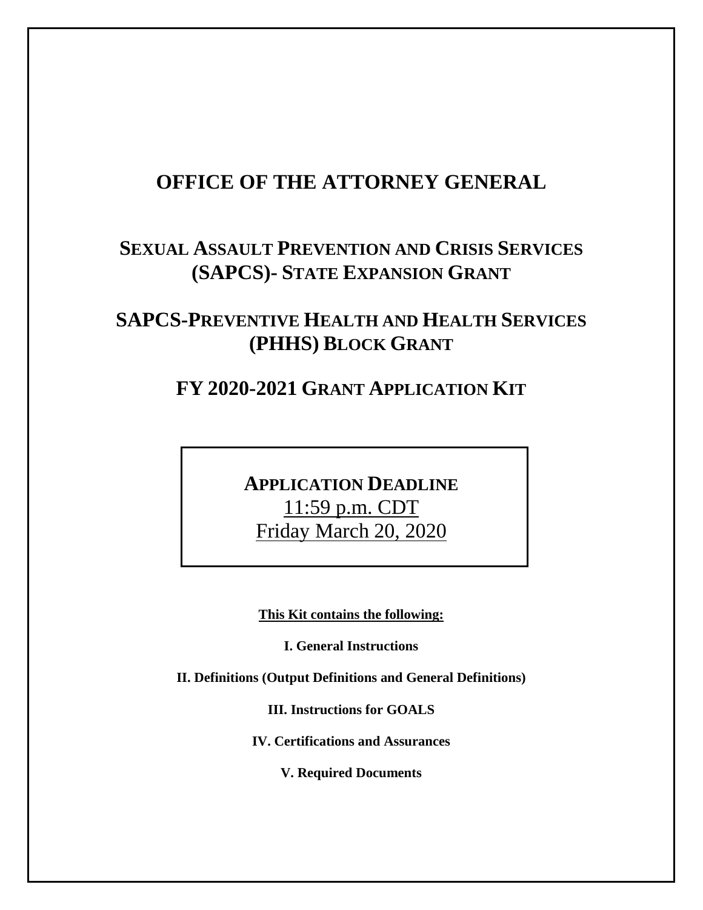# OFFICE OF THE ATTORNEY GENERAL

## SEXUAL ASSAULT PREVENTION AND CRISIS SERVICES (SAPCS)- STATE EXPANSION GRANT

## SAPCS-PREVENTIVE HEALTH AND HEALTH SERVICES (PHHS) BLOCK GRANT

## FY 2020-2021 GRANT APPLICATION KIT

**APPLICATION DEADLINE**

11:59 p.m. CDT

Friday March 20, 2020

**This Kit contains the following:**

**I. General Instructions**

**II. Definitions (Output Definitions and General Definitions)**

**III. Instructions for GOALS**

**IV. Certifications and Assurances**

**V. Required Documents**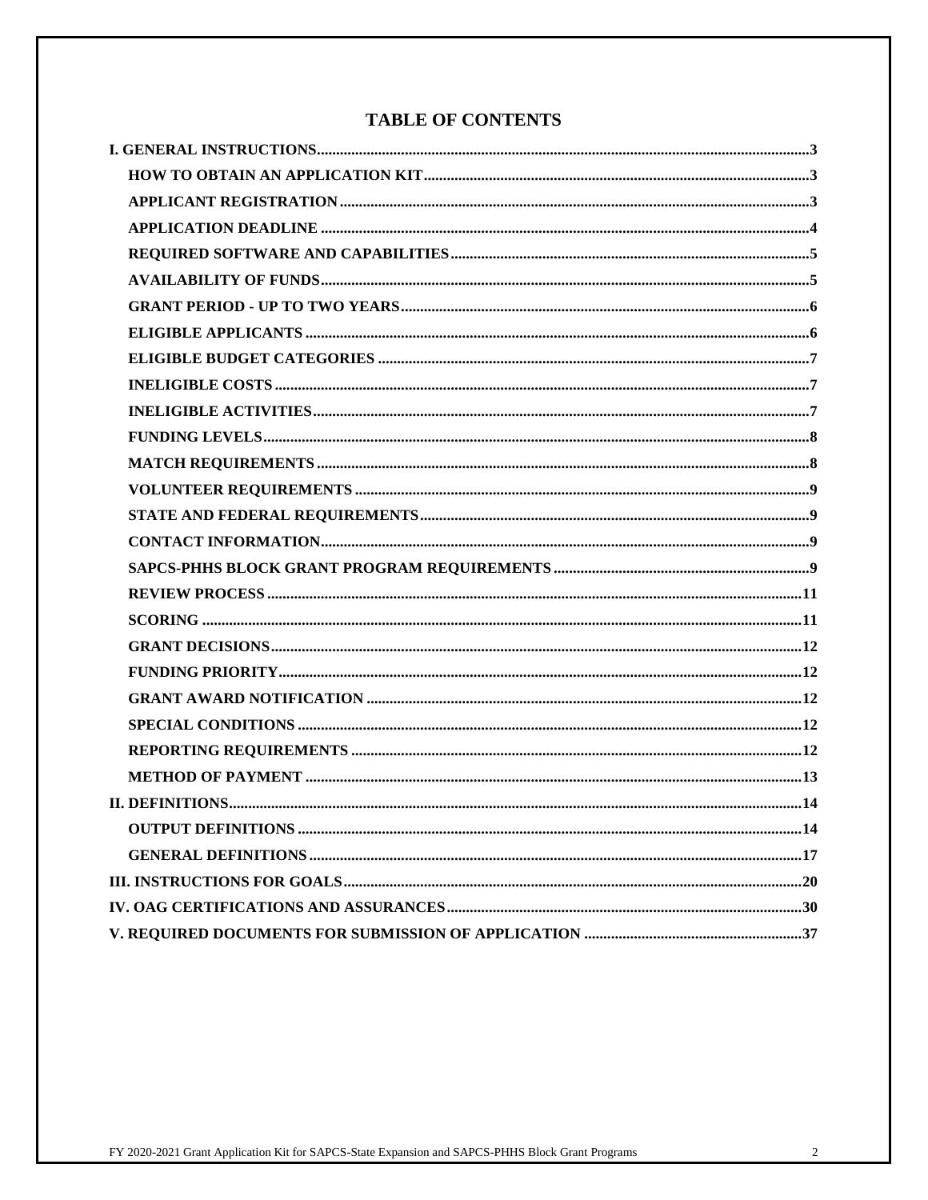# TABLE OF CONTENTS

- **I. GENERAL INSTRUCTIONS** ..... 3
  - **HOW TO OBTAIN AN APPLICATION KIT** ..... 3
  - **APPLICANT REGISTRATION** ..... 3
  - **APPLICATION DEADLINE** ..... 4
  - **REQUIRED SOFTWARE AND CAPABILITIES** ..... 5
  - **AVAILABILITY OF FUNDS** ..... 5
  - **GRANT PERIOD - UP TO TWO YEARS** ..... 6
  - **ELIGIBLE APPLICANTS** ..... 6
  - **ELIGIBLE BUDGET CATEGORIES** ..... 7
  - **INELIGIBLE COSTS** ..... 7
  - **INELIGIBLE ACTIVITIES** ..... 7
  - **FUNDING LEVELS** ..... 8
  - **MATCH REQUIREMENTS** ..... 8
  - **VOLUNTEER REQUIREMENTS** ..... 9
  - **STATE AND FEDERAL REQUIREMENTS** ..... 9
  - **CONTACT INFORMATION** ..... 9
  - **SAPCS-PHHS BLOCK GRANT PROGRAM REQUIREMENTS** ..... 9
  - **REVIEW PROCESS** ..... 11
  - **SCORING** ..... 11
  - **GRANT DECISIONS** ..... 12
  - **FUNDING PRIORITY** ..... 12
  - **GRANT AWARD NOTIFICATION** ..... 12
  - **SPECIAL CONDITIONS** ..... 12
  - **REPORTING REQUIREMENTS** ..... 12
  - **METHOD OF PAYMENT** ..... 13
- **II. DEFINITIONS** ..... 14
  - **OUTPUT DEFINITIONS** ..... 14
  - **GENERAL DEFINITIONS** ..... 17
- **III. INSTRUCTIONS FOR GOALS** ..... 20
- **IV. OAG CERTIFICATIONS AND ASSURANCES** ..... 30
- **V. REQUIRED DOCUMENTS FOR SUBMISSION OF APPLICATION** ..... 37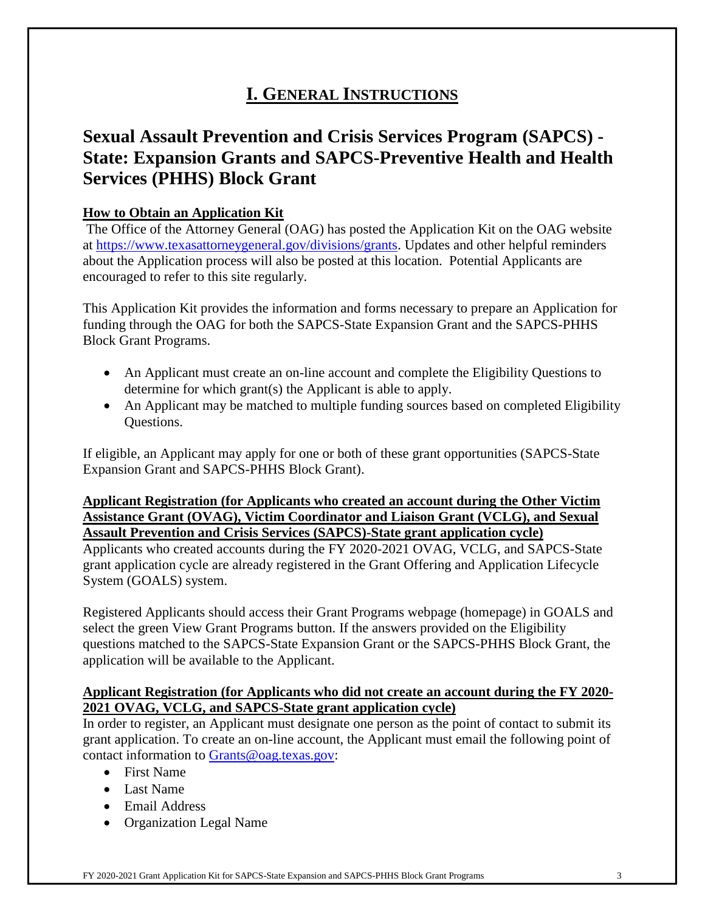# I. GENERAL INSTRUCTIONS

## Sexual Assault Prevention and Crisis Services Program (SAPCS) - State: Expansion Grants and SAPCS-Preventive Health and Health Services (PHHS) Block Grant

### How to Obtain an Application Kit

The Office of the Attorney General (OAG) has posted the Application Kit on the OAG website at https://www.texasattorneygeneral.gov/divisions/grants. Updates and other helpful reminders about the Application process will also be posted at this location. Potential Applicants are encouraged to refer to this site regularly.

This Application Kit provides the information and forms necessary to prepare an Application for funding through the OAG for both the SAPCS-State Expansion Grant and the SAPCS-PHHS Block Grant Programs.

- An Applicant must create an on-line account and complete the Eligibility Questions to determine for which grant(s) the Applicant is able to apply.
- An Applicant may be matched to multiple funding sources based on completed Eligibility Questions.

If eligible, an Applicant may apply for one or both of these grant opportunities (SAPCS-State Expansion Grant and SAPCS-PHHS Block Grant).

### Applicant Registration (for Applicants who created an account during the Other Victim Assistance Grant (OVAG), Victim Coordinator and Liaison Grant (VCLG), and Sexual Assault Prevention and Crisis Services (SAPCS)-State grant application cycle)

Applicants who created accounts during the FY 2020-2021 OVAG, VCLG, and SAPCS-State grant application cycle are already registered in the Grant Offering and Application Lifecycle System (GOALS) system.

Registered Applicants should access their Grant Programs webpage (homepage) in GOALS and select the green View Grant Programs button. If the answers provided on the Eligibility questions matched to the SAPCS-State Expansion Grant or the SAPCS-PHHS Block Grant, the application will be available to the Applicant.

### Applicant Registration (for Applicants who did not create an account during the FY 2020-2021 OVAG, VCLG, and SAPCS-State grant application cycle)

In order to register, an Applicant must designate one person as the point of contact to submit its grant application. To create an on-line account, the Applicant must email the following point of contact information to Grants@oag.texas.gov:

- First Name
- Last Name
- Email Address
- Organization Legal Name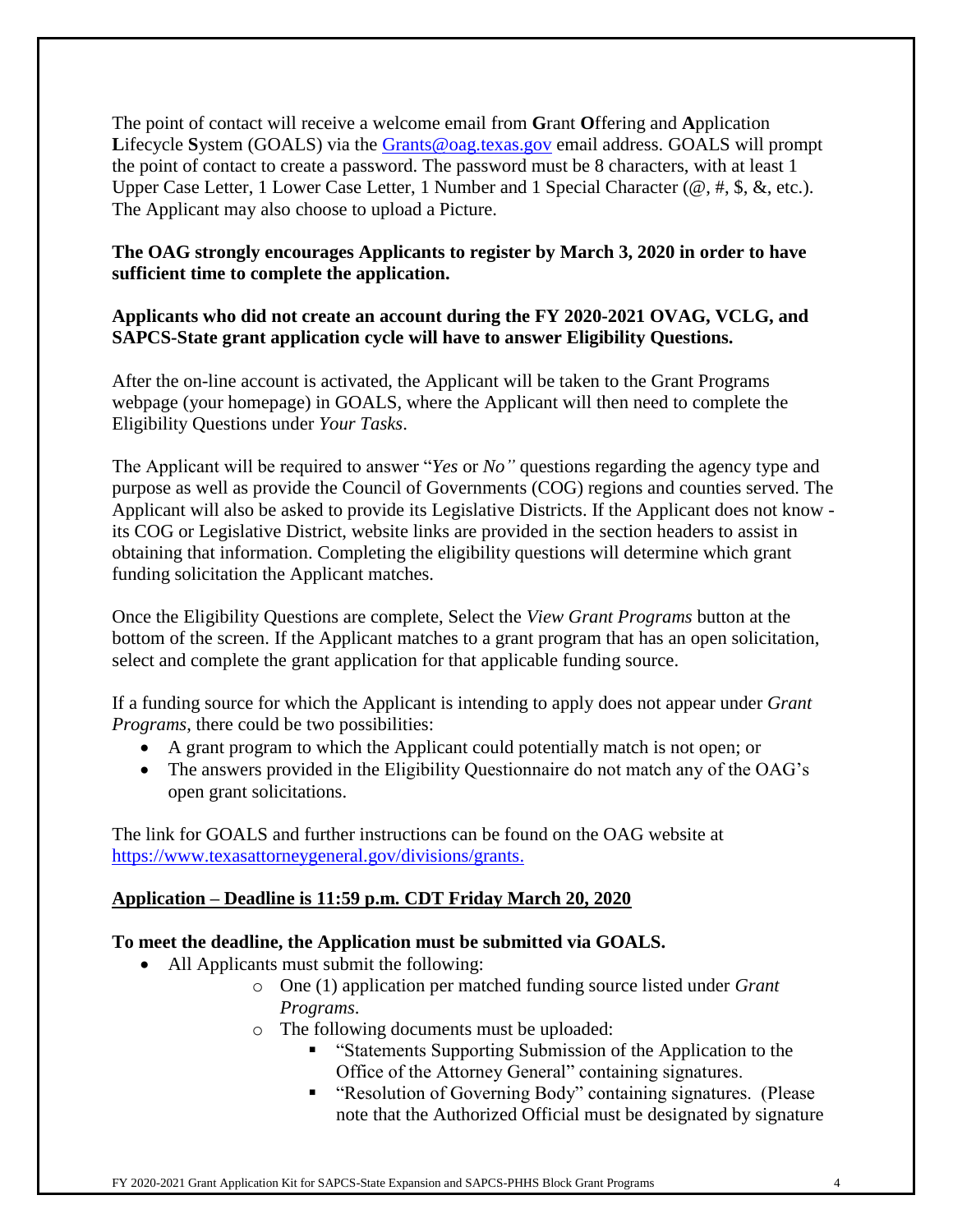The point of contact will receive a welcome email from **G**rant **O**ffering and **A**pplication **L**ifecycle **S**ystem (GOALS) via the [Grants@oag.texas.gov](mailto:Grants@oag.texas.gov) email address. GOALS will prompt the point of contact to create a password. The password must be 8 characters, with at least 1 Upper Case Letter, 1 Lower Case Letter, 1 Number and 1 Special Character (@, #, $, &, etc.). The Applicant may also choose to upload a Picture.

**The OAG strongly encourages Applicants to register by March 3, 2020 in order to have sufficient time to complete the application.**

**Applicants who did not create an account during the FY 2020-2021 OVAG, VCLG, and SAPCS-State grant application cycle will have to answer Eligibility Questions.**

After the on-line account is activated, the Applicant will be taken to the Grant Programs webpage (your homepage) in GOALS, where the Applicant will then need to complete the Eligibility Questions under *Your Tasks*.

The Applicant will be required to answer "*Yes* or *No"* questions regarding the agency type and purpose as well as provide the Council of Governments (COG) regions and counties served. The Applicant will also be asked to provide its Legislative Districts. If the Applicant does not know - its COG or Legislative District, website links are provided in the section headers to assist in obtaining that information. Completing the eligibility questions will determine which grant funding solicitation the Applicant matches.

Once the Eligibility Questions are complete, Select the *View Grant Programs* button at the bottom of the screen. If the Applicant matches to a grant program that has an open solicitation, select and complete the grant application for that applicable funding source.

If a funding source for which the Applicant is intending to apply does not appear under *Grant Programs*, there could be two possibilities:

- A grant program to which the Applicant could potentially match is not open; or
- The answers provided in the Eligibility Questionnaire do not match any of the OAG's open grant solicitations.

The link for GOALS and further instructions can be found on the OAG website at [https://www.texasattorneygeneral.gov/divisions/grants.](https://www.texasattorneygeneral.gov/divisions/grants)

**<u>Application – Deadline is 11:59 p.m. CDT Friday March 20, 2020</u>**

**To meet the deadline, the Application must be submitted via GOALS.**

- All Applicants must submit the following:
  - One (1) application per matched funding source listed under *Grant Programs*.
  - The following documents must be uploaded:
    - "Statements Supporting Submission of the Application to the Office of the Attorney General" containing signatures.
    - "Resolution of Governing Body" containing signatures. (Please note that the Authorized Official must be designated by signature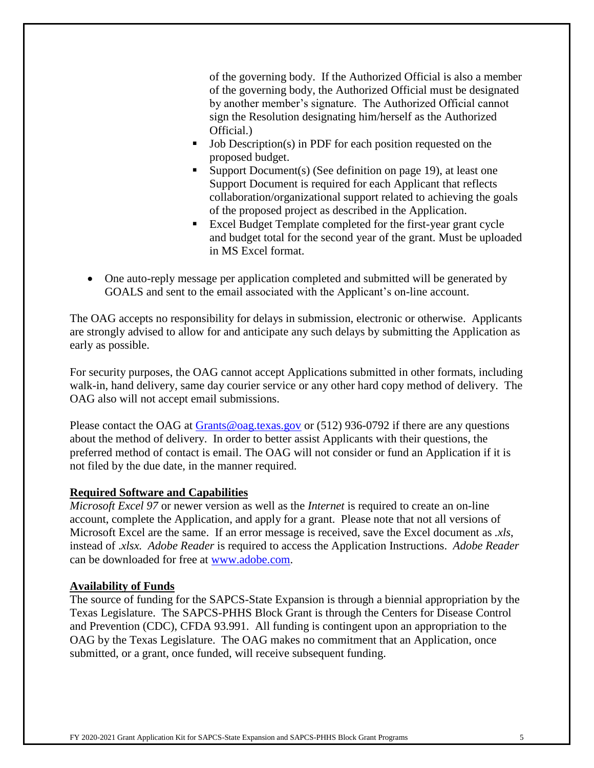of the governing body. If the Authorized Official is also a member of the governing body, the Authorized Official must be designated by another member's signature. The Authorized Official cannot sign the Resolution designating him/herself as the Authorized Official.)

  - Job Description(s) in PDF for each position requested on the proposed budget.
  - Support Document(s) (See definition on page 19), at least one Support Document is required for each Applicant that reflects collaboration/organizational support related to achieving the goals of the proposed project as described in the Application.
  - Excel Budget Template completed for the first-year grant cycle and budget total for the second year of the grant. Must be uploaded in MS Excel format.

- One auto-reply message per application completed and submitted will be generated by GOALS and sent to the email associated with the Applicant's on-line account.

The OAG accepts no responsibility for delays in submission, electronic or otherwise. Applicants are strongly advised to allow for and anticipate any such delays by submitting the Application as early as possible.

For security purposes, the OAG cannot accept Applications submitted in other formats, including walk-in, hand delivery, same day courier service or any other hard copy method of delivery. The OAG also will not accept email submissions.

Please contact the OAG at [Grants@oag.texas.gov](mailto:Grants@oag.texas.gov) or (512) 936-0792 if there are any questions about the method of delivery. In order to better assist Applicants with their questions, the preferred method of contact is email. The OAG will not consider or fund an Application if it is not filed by the due date, in the manner required.

**Required Software and Capabilities**

*Microsoft Excel 97* or newer version as well as the *Internet* is required to create an on-line account, complete the Application, and apply for a grant. Please note that not all versions of Microsoft Excel are the same. If an error message is received, save the Excel document as *.xls*, instead of *.xlsx. Adobe Reader* is required to access the Application Instructions. *Adobe Reader* can be downloaded for free at [www.adobe.com](http://www.adobe.com).

**Availability of Funds**

The source of funding for the SAPCS-State Expansion is through a biennial appropriation by the Texas Legislature. The SAPCS-PHHS Block Grant is through the Centers for Disease Control and Prevention (CDC), CFDA 93.991. All funding is contingent upon an appropriation to the OAG by the Texas Legislature. The OAG makes no commitment that an Application, once submitted, or a grant, once funded, will receive subsequent funding.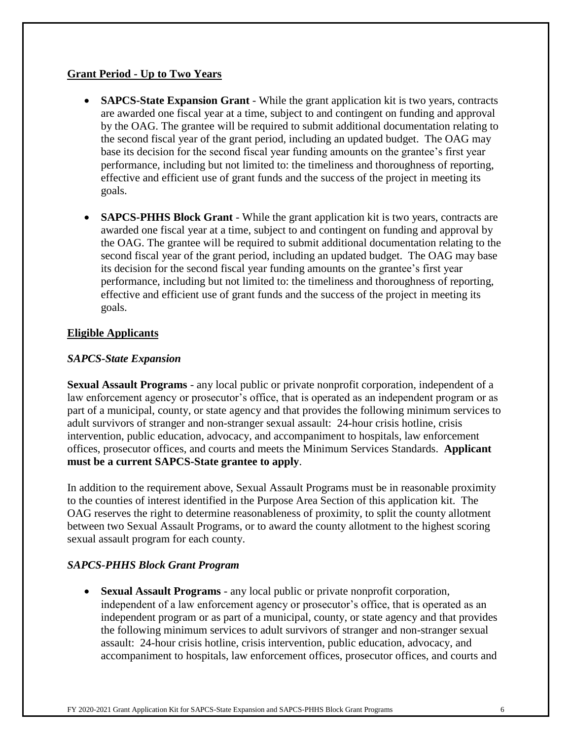**Grant Period - Up to Two Years**

- **SAPCS-State Expansion Grant** - While the grant application kit is two years, contracts are awarded one fiscal year at a time, subject to and contingent on funding and approval by the OAG. The grantee will be required to submit additional documentation relating to the second fiscal year of the grant period, including an updated budget. The OAG may base its decision for the second fiscal year funding amounts on the grantee's first year performance, including but not limited to: the timeliness and thoroughness of reporting, effective and efficient use of grant funds and the success of the project in meeting its goals.
- **SAPCS-PHHS Block Grant** - While the grant application kit is two years, contracts are awarded one fiscal year at a time, subject to and contingent on funding and approval by the OAG. The grantee will be required to submit additional documentation relating to the second fiscal year of the grant period, including an updated budget. The OAG may base its decision for the second fiscal year funding amounts on the grantee's first year performance, including but not limited to: the timeliness and thoroughness of reporting, effective and efficient use of grant funds and the success of the project in meeting its goals.

**Eligible Applicants**

*SAPCS-State Expansion*

**Sexual Assault Programs** - any local public or private nonprofit corporation, independent of a law enforcement agency or prosecutor's office, that is operated as an independent program or as part of a municipal, county, or state agency and that provides the following minimum services to adult survivors of stranger and non-stranger sexual assault: 24-hour crisis hotline, crisis intervention, public education, advocacy, and accompaniment to hospitals, law enforcement offices, prosecutor offices, and courts and meets the Minimum Services Standards. **Applicant must be a current SAPCS-State grantee to apply**.

In addition to the requirement above, Sexual Assault Programs must be in reasonable proximity to the counties of interest identified in the Purpose Area Section of this application kit. The OAG reserves the right to determine reasonableness of proximity, to split the county allotment between two Sexual Assault Programs, or to award the county allotment to the highest scoring sexual assault program for each county.

*SAPCS-PHHS Block Grant Program*

- **Sexual Assault Programs** - any local public or private nonprofit corporation, independent of a law enforcement agency or prosecutor's office, that is operated as an independent program or as part of a municipal, county, or state agency and that provides the following minimum services to adult survivors of stranger and non-stranger sexual assault: 24-hour crisis hotline, crisis intervention, public education, advocacy, and accompaniment to hospitals, law enforcement offices, prosecutor offices, and courts and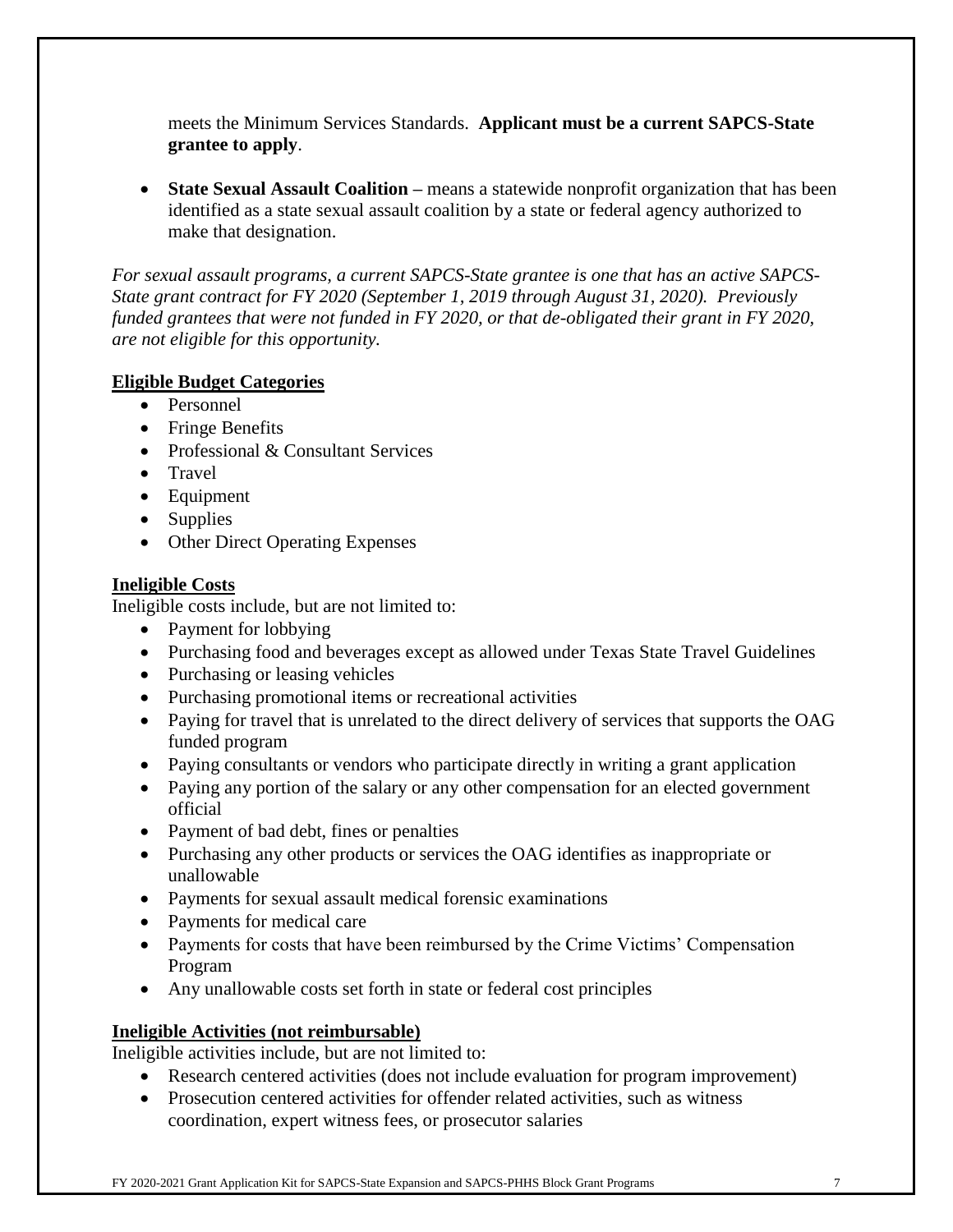meets the Minimum Services Standards. **Applicant must be a current SAPCS-State grantee to apply**.

- **State Sexual Assault Coalition –** means a statewide nonprofit organization that has been identified as a state sexual assault coalition by a state or federal agency authorized to make that designation.

*For sexual assault programs, a current SAPCS-State grantee is one that has an active SAPCS-State grant contract for FY 2020 (September 1, 2019 through August 31, 2020). Previously funded grantees that were not funded in FY 2020, or that de-obligated their grant in FY 2020, are not eligible for this opportunity.*

## Eligible Budget Categories

- Personnel
- Fringe Benefits
- Professional & Consultant Services
- Travel
- Equipment
- Supplies
- Other Direct Operating Expenses

## Ineligible Costs

Ineligible costs include, but are not limited to:

- Payment for lobbying
- Purchasing food and beverages except as allowed under Texas State Travel Guidelines
- Purchasing or leasing vehicles
- Purchasing promotional items or recreational activities
- Paying for travel that is unrelated to the direct delivery of services that supports the OAG funded program
- Paying consultants or vendors who participate directly in writing a grant application
- Paying any portion of the salary or any other compensation for an elected government official
- Payment of bad debt, fines or penalties
- Purchasing any other products or services the OAG identifies as inappropriate or unallowable
- Payments for sexual assault medical forensic examinations
- Payments for medical care
- Payments for costs that have been reimbursed by the Crime Victims' Compensation Program
- Any unallowable costs set forth in state or federal cost principles

## Ineligible Activities (not reimbursable)

Ineligible activities include, but are not limited to:

- Research centered activities (does not include evaluation for program improvement)
- Prosecution centered activities for offender related activities, such as witness coordination, expert witness fees, or prosecutor salaries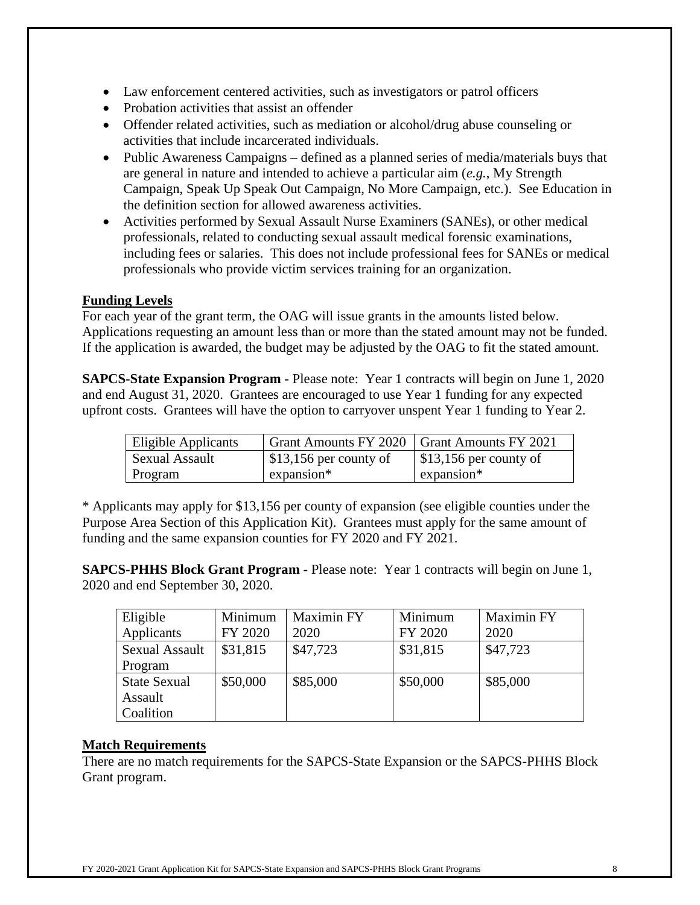- Law enforcement centered activities, such as investigators or patrol officers
- Probation activities that assist an offender
- Offender related activities, such as mediation or alcohol/drug abuse counseling or activities that include incarcerated individuals.
- Public Awareness Campaigns – defined as a planned series of media/materials buys that are general in nature and intended to achieve a particular aim (*e.g.*, My Strength Campaign, Speak Up Speak Out Campaign, No More Campaign, etc.). See Education in the definition section for allowed awareness activities.
- Activities performed by Sexual Assault Nurse Examiners (SANEs), or other medical professionals, related to conducting sexual assault medical forensic examinations, including fees or salaries. This does not include professional fees for SANEs or medical professionals who provide victim services training for an organization.

## Funding Levels

For each year of the grant term, the OAG will issue grants in the amounts listed below. Applications requesting an amount less than or more than the stated amount may not be funded. If the application is awarded, the budget may be adjusted by the OAG to fit the stated amount.

**SAPCS-State Expansion Program -** Please note: Year 1 contracts will begin on June 1, 2020 and end August 31, 2020. Grantees are encouraged to use Year 1 funding for any expected upfront costs. Grantees will have the option to carryover unspent Year 1 funding to Year 2.

| Eligible Applicants | Grant Amounts FY 2020 | Grant Amounts FY 2021 |
|---|---|---|
| Sexual Assault Program | $13,156 per county of expansion* | $13,156 per county of expansion* |

* Applicants may apply for $13,156 per county of expansion (see eligible counties under the Purpose Area Section of this Application Kit). Grantees must apply for the same amount of funding and the same expansion counties for FY 2020 and FY 2021.

**SAPCS-PHHS Block Grant Program -** Please note: Year 1 contracts will begin on June 1, 2020 and end September 30, 2020.

| Eligible Applicants | Minimum FY 2020 | Maximin FY 2020 | Minimum FY 2020 | Maximin FY 2020 |
|---|---|---|---|---|
| Sexual Assault Program | $31,815 | $47,723 | $31,815 | $47,723 |
| State Sexual Assault Coalition | $50,000 | $85,000 | $50,000 | $85,000 |

## Match Requirements

There are no match requirements for the SAPCS-State Expansion or the SAPCS-PHHS Block Grant program.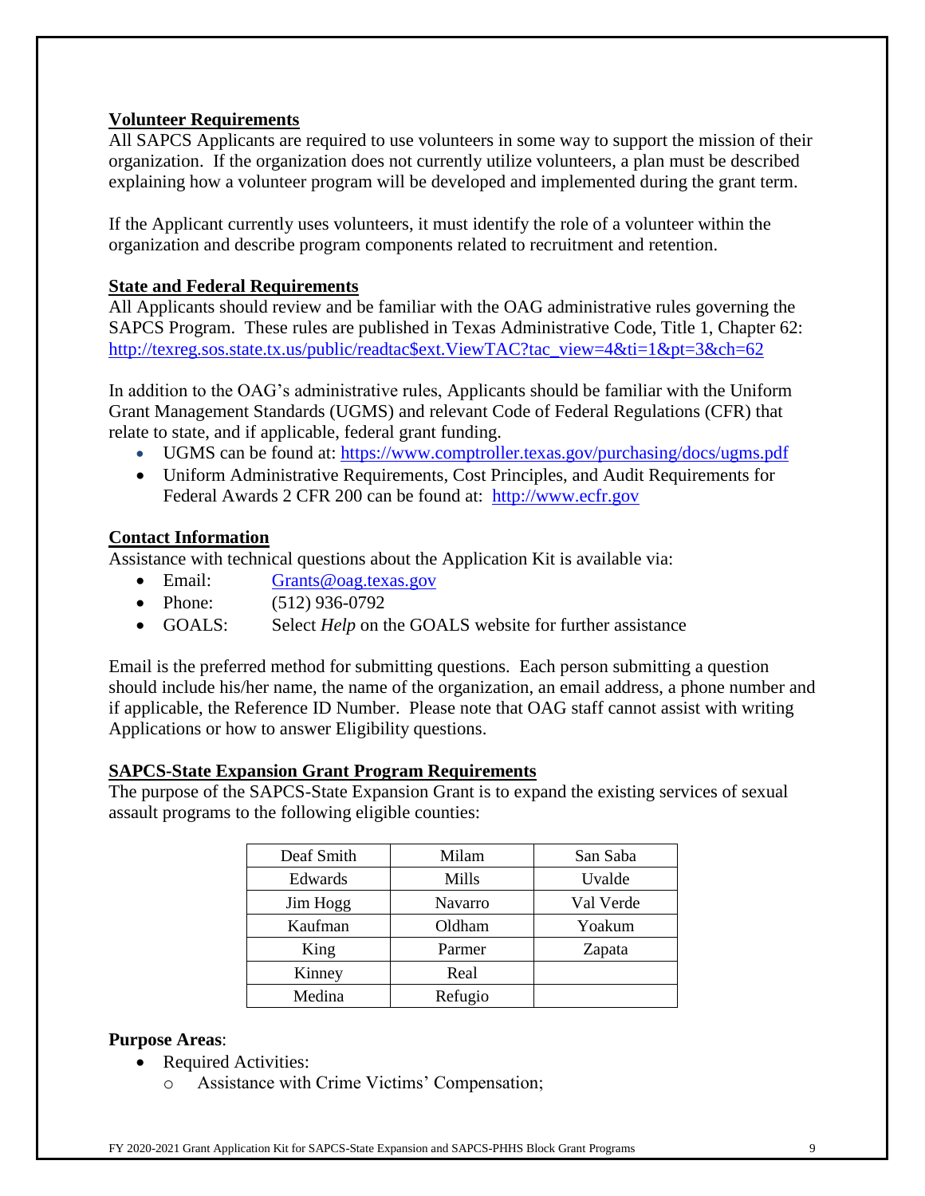## Volunteer Requirements

All SAPCS Applicants are required to use volunteers in some way to support the mission of their organization. If the organization does not currently utilize volunteers, a plan must be described explaining how a volunteer program will be developed and implemented during the grant term.

If the Applicant currently uses volunteers, it must identify the role of a volunteer within the organization and describe program components related to recruitment and retention.

## State and Federal Requirements

All Applicants should review and be familiar with the OAG administrative rules governing the SAPCS Program. These rules are published in Texas Administrative Code, Title 1, Chapter 62: [http://texreg.sos.state.tx.us/public/readtac$ext.ViewTAC?tac_view=4&ti=1&pt=3&ch=62](http://texreg.sos.state.tx.us/public/readtac$ext.ViewTAC?tac_view=4&ti=1&pt=3&ch=62)

In addition to the OAG's administrative rules, Applicants should be familiar with the Uniform Grant Management Standards (UGMS) and relevant Code of Federal Regulations (CFR) that relate to state, and if applicable, federal grant funding.

- UGMS can be found at: [https://www.comptroller.texas.gov/purchasing/docs/ugms.pdf](https://www.comptroller.texas.gov/purchasing/docs/ugms.pdf)
- Uniform Administrative Requirements, Cost Principles, and Audit Requirements for Federal Awards 2 CFR 200 can be found at: [http://www.ecfr.gov](http://www.ecfr.gov)

## Contact Information

Assistance with technical questions about the Application Kit is available via:

- Email: [Grants@oag.texas.gov](mailto:Grants@oag.texas.gov)
- Phone: (512) 936-0792
- GOALS: Select *Help* on the GOALS website for further assistance

Email is the preferred method for submitting questions. Each person submitting a question should include his/her name, the name of the organization, an email address, a phone number and if applicable, the Reference ID Number. Please note that OAG staff cannot assist with writing Applications or how to answer Eligibility questions.

## SAPCS-State Expansion Grant Program Requirements

The purpose of the SAPCS-State Expansion Grant is to expand the existing services of sexual assault programs to the following eligible counties:

| | | |
|---|---|---|
| Deaf Smith | Milam | San Saba |
| Edwards | Mills | Uvalde |
| Jim Hogg | Navarro | Val Verde |
| Kaufman | Oldham | Yoakum |
| King | Parmer | Zapata |
| Kinney | Real | |
| Medina | Refugio | |

**Purpose Areas**:

- Required Activities:
  - Assistance with Crime Victims' Compensation;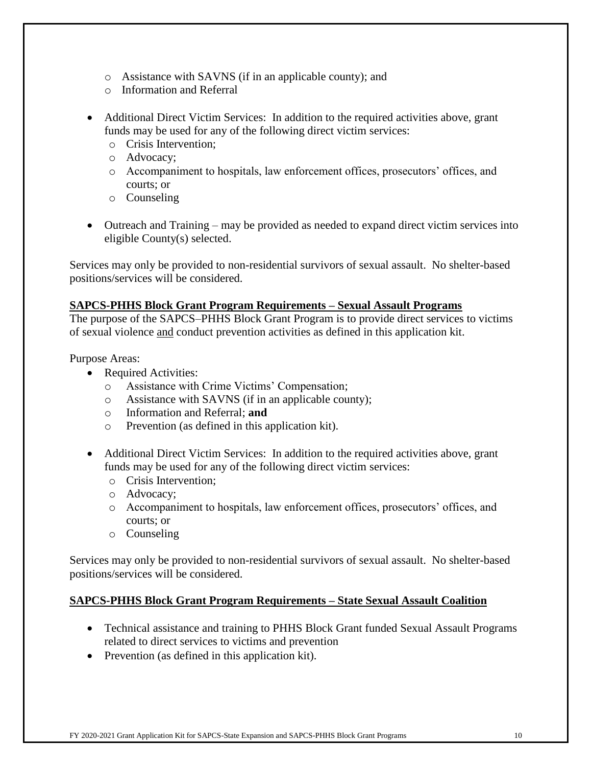- Assistance with SAVNS (if in an applicable county); and
  - Information and Referral

- Additional Direct Victim Services: In addition to the required activities above, grant funds may be used for any of the following direct victim services:
  - Crisis Intervention;
  - Advocacy;
  - Accompaniment to hospitals, law enforcement offices, prosecutors' offices, and courts; or
  - Counseling

- Outreach and Training – may be provided as needed to expand direct victim services into eligible County(s) selected.

Services may only be provided to non-residential survivors of sexual assault. No shelter-based positions/services will be considered.

**SAPCS-PHHS Block Grant Program Requirements – Sexual Assault Programs**

The purpose of the SAPCS–PHHS Block Grant Program is to provide direct services to victims of sexual violence and conduct prevention activities as defined in this application kit.

Purpose Areas:

- Required Activities:
  - Assistance with Crime Victims' Compensation;
  - Assistance with SAVNS (if in an applicable county);
  - Information and Referral; **and**
  - Prevention (as defined in this application kit).

- Additional Direct Victim Services: In addition to the required activities above, grant funds may be used for any of the following direct victim services:
  - Crisis Intervention;
  - Advocacy;
  - Accompaniment to hospitals, law enforcement offices, prosecutors' offices, and courts; or
  - Counseling

Services may only be provided to non-residential survivors of sexual assault. No shelter-based positions/services will be considered.

**SAPCS-PHHS Block Grant Program Requirements – State Sexual Assault Coalition**

- Technical assistance and training to PHHS Block Grant funded Sexual Assault Programs related to direct services to victims and prevention
- Prevention (as defined in this application kit).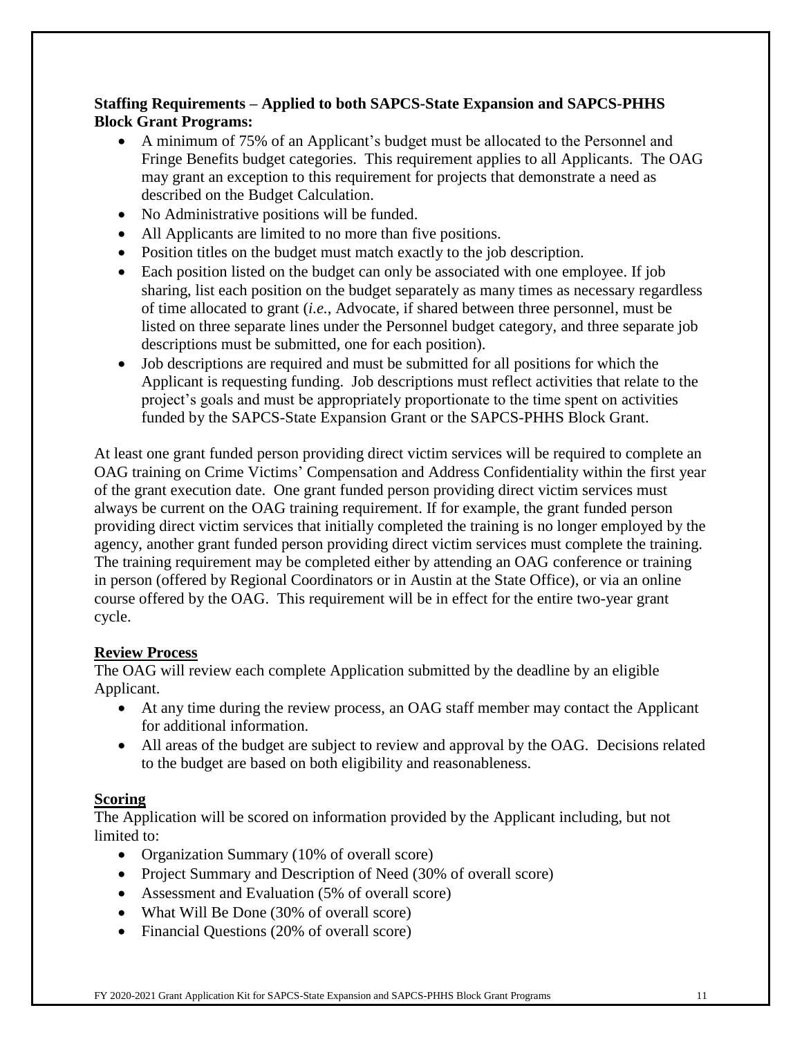**Staffing Requirements – Applied to both SAPCS-State Expansion and SAPCS-PHHS Block Grant Programs:**

- A minimum of 75% of an Applicant's budget must be allocated to the Personnel and Fringe Benefits budget categories. This requirement applies to all Applicants. The OAG may grant an exception to this requirement for projects that demonstrate a need as described on the Budget Calculation.
- No Administrative positions will be funded.
- All Applicants are limited to no more than five positions.
- Position titles on the budget must match exactly to the job description.
- Each position listed on the budget can only be associated with one employee. If job sharing, list each position on the budget separately as many times as necessary regardless of time allocated to grant (*i.e.,* Advocate, if shared between three personnel, must be listed on three separate lines under the Personnel budget category, and three separate job descriptions must be submitted, one for each position).
- Job descriptions are required and must be submitted for all positions for which the Applicant is requesting funding. Job descriptions must reflect activities that relate to the project's goals and must be appropriately proportionate to the time spent on activities funded by the SAPCS-State Expansion Grant or the SAPCS-PHHS Block Grant.

At least one grant funded person providing direct victim services will be required to complete an OAG training on Crime Victims' Compensation and Address Confidentiality within the first year of the grant execution date. One grant funded person providing direct victim services must always be current on the OAG training requirement. If for example, the grant funded person providing direct victim services that initially completed the training is no longer employed by the agency, another grant funded person providing direct victim services must complete the training. The training requirement may be completed either by attending an OAG conference or training in person (offered by Regional Coordinators or in Austin at the State Office), or via an online course offered by the OAG. This requirement will be in effect for the entire two-year grant cycle.

## Review Process

The OAG will review each complete Application submitted by the deadline by an eligible Applicant.

- At any time during the review process, an OAG staff member may contact the Applicant for additional information.
- All areas of the budget are subject to review and approval by the OAG. Decisions related to the budget are based on both eligibility and reasonableness.

## Scoring

The Application will be scored on information provided by the Applicant including, but not limited to:

- Organization Summary (10% of overall score)
- Project Summary and Description of Need (30% of overall score)
- Assessment and Evaluation (5% of overall score)
- What Will Be Done (30% of overall score)
- Financial Questions (20% of overall score)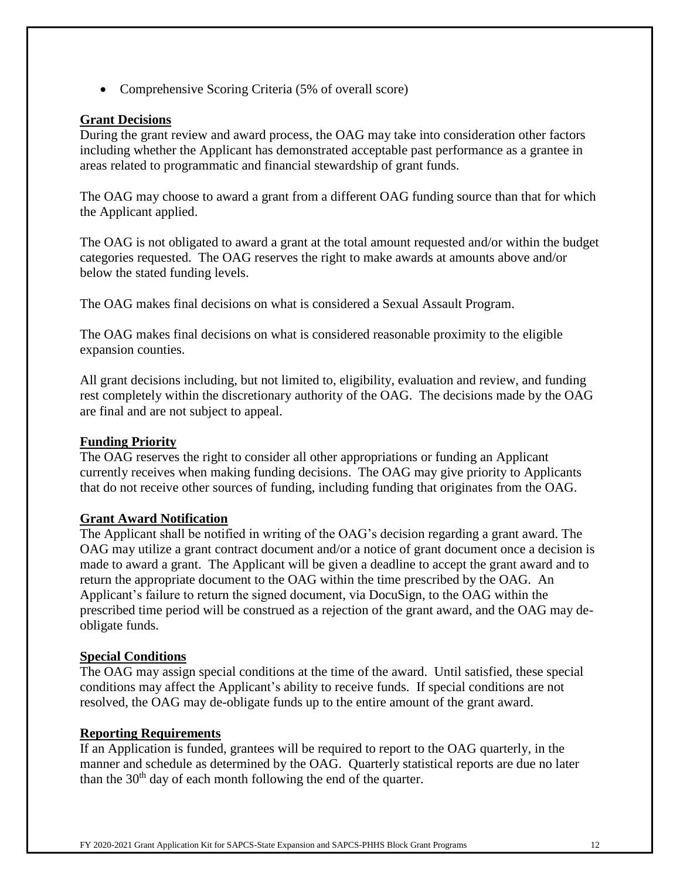- Comprehensive Scoring Criteria (5% of overall score)

**Grant Decisions**

During the grant review and award process, the OAG may take into consideration other factors including whether the Applicant has demonstrated acceptable past performance as a grantee in areas related to programmatic and financial stewardship of grant funds.

The OAG may choose to award a grant from a different OAG funding source than that for which the Applicant applied.

The OAG is not obligated to award a grant at the total amount requested and/or within the budget categories requested. The OAG reserves the right to make awards at amounts above and/or below the stated funding levels.

The OAG makes final decisions on what is considered a Sexual Assault Program.

The OAG makes final decisions on what is considered reasonable proximity to the eligible expansion counties.

All grant decisions including, but not limited to, eligibility, evaluation and review, and funding rest completely within the discretionary authority of the OAG. The decisions made by the OAG are final and are not subject to appeal.

**Funding Priority**

The OAG reserves the right to consider all other appropriations or funding an Applicant currently receives when making funding decisions. The OAG may give priority to Applicants that do not receive other sources of funding, including funding that originates from the OAG.

**Grant Award Notification**

The Applicant shall be notified in writing of the OAG's decision regarding a grant award. The OAG may utilize a grant contract document and/or a notice of grant document once a decision is made to award a grant. The Applicant will be given a deadline to accept the grant award and to return the appropriate document to the OAG within the time prescribed by the OAG. An Applicant's failure to return the signed document, via DocuSign, to the OAG within the prescribed time period will be construed as a rejection of the grant award, and the OAG may de-obligate funds.

**Special Conditions**

The OAG may assign special conditions at the time of the award. Until satisfied, these special conditions may affect the Applicant's ability to receive funds. If special conditions are not resolved, the OAG may de-obligate funds up to the entire amount of the grant award.

**Reporting Requirements**

If an Application is funded, grantees will be required to report to the OAG quarterly, in the manner and schedule as determined by the OAG. Quarterly statistical reports are due no later than the 30th day of each month following the end of the quarter.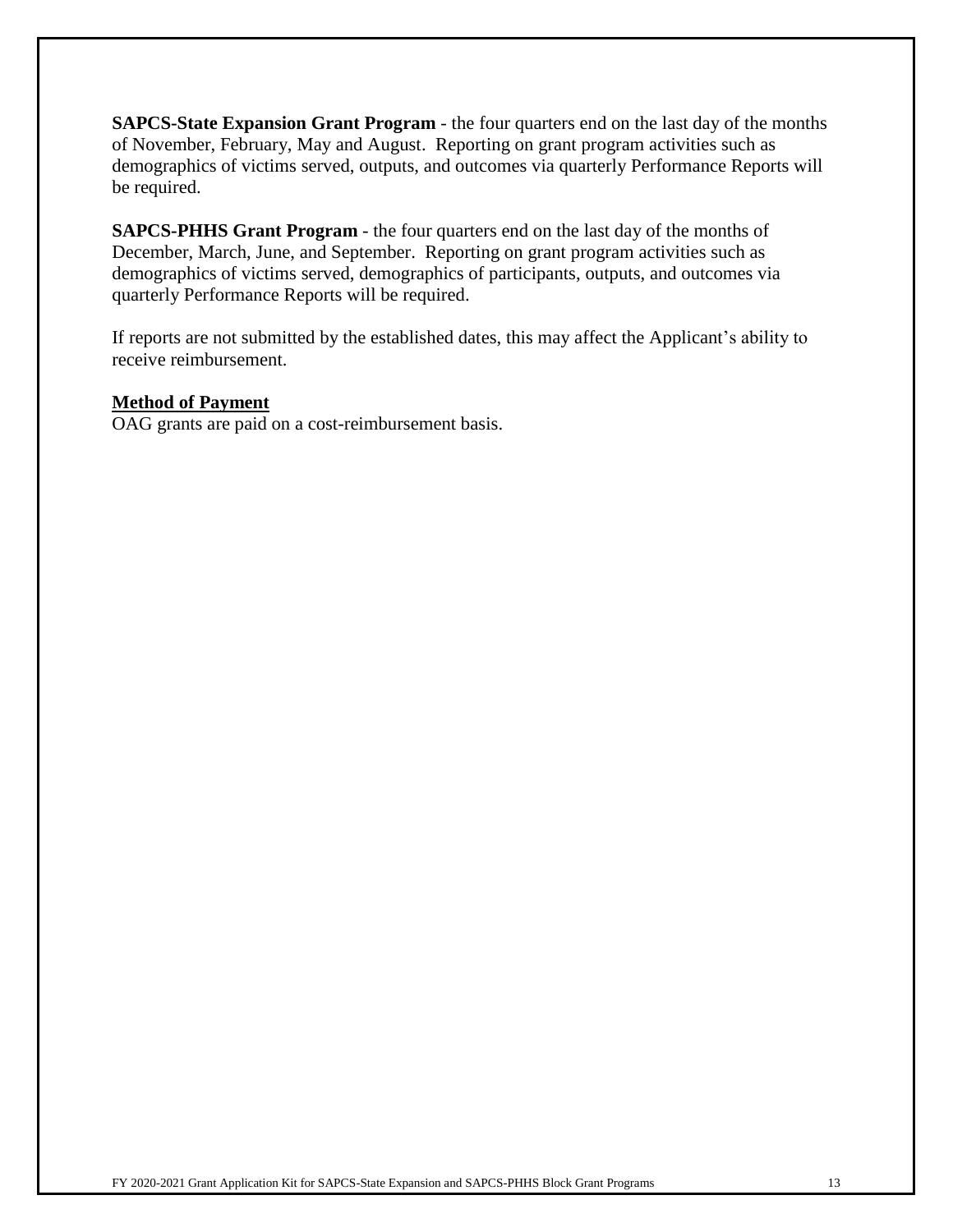**SAPCS-State Expansion Grant Program** - the four quarters end on the last day of the months of November, February, May and August. Reporting on grant program activities such as demographics of victims served, outputs, and outcomes via quarterly Performance Reports will be required.

**SAPCS-PHHS Grant Program** - the four quarters end on the last day of the months of December, March, June, and September. Reporting on grant program activities such as demographics of victims served, demographics of participants, outputs, and outcomes via quarterly Performance Reports will be required.

If reports are not submitted by the established dates, this may affect the Applicant's ability to receive reimbursement.

**Method of Payment**

OAG grants are paid on a cost-reimbursement basis.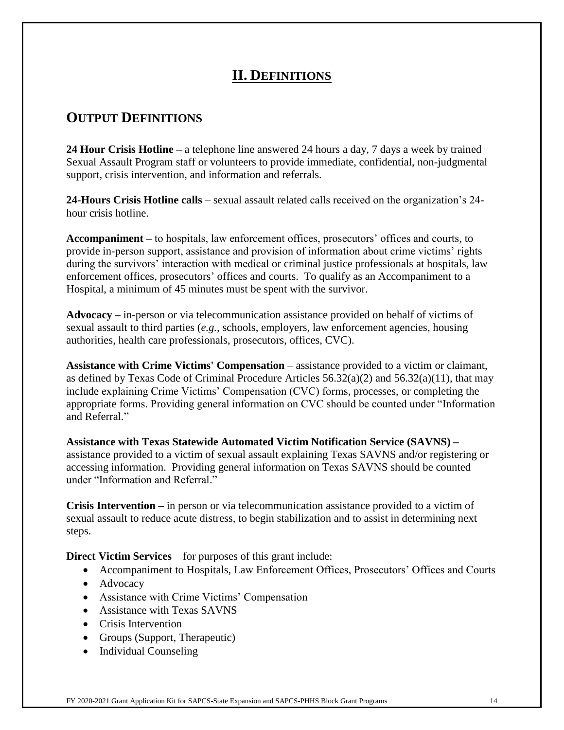# II. DEFINITIONS

## OUTPUT DEFINITIONS

**24 Hour Crisis Hotline –** a telephone line answered 24 hours a day, 7 days a week by trained Sexual Assault Program staff or volunteers to provide immediate, confidential, non-judgmental support, crisis intervention, and information and referrals.

**24-Hours Crisis Hotline calls** – sexual assault related calls received on the organization's 24-hour crisis hotline.

**Accompaniment –** to hospitals, law enforcement offices, prosecutors' offices and courts, to provide in-person support, assistance and provision of information about crime victims' rights during the survivors' interaction with medical or criminal justice professionals at hospitals, law enforcement offices, prosecutors' offices and courts. To qualify as an Accompaniment to a Hospital, a minimum of 45 minutes must be spent with the survivor.

**Advocacy –** in-person or via telecommunication assistance provided on behalf of victims of sexual assault to third parties (*e.g.*, schools, employers, law enforcement agencies, housing authorities, health care professionals, prosecutors, offices, CVC).

**Assistance with Crime Victims' Compensation** – assistance provided to a victim or claimant, as defined by Texas Code of Criminal Procedure Articles 56.32(a)(2) and 56.32(a)(11), that may include explaining Crime Victims' Compensation (CVC) forms, processes, or completing the appropriate forms. Providing general information on CVC should be counted under "Information and Referral."

**Assistance with Texas Statewide Automated Victim Notification Service (SAVNS) –** assistance provided to a victim of sexual assault explaining Texas SAVNS and/or registering or accessing information. Providing general information on Texas SAVNS should be counted under "Information and Referral."

**Crisis Intervention –** in person or via telecommunication assistance provided to a victim of sexual assault to reduce acute distress, to begin stabilization and to assist in determining next steps.

**Direct Victim Services** – for purposes of this grant include:

- Accompaniment to Hospitals, Law Enforcement Offices, Prosecutors' Offices and Courts
- Advocacy
- Assistance with Crime Victims' Compensation
- Assistance with Texas SAVNS
- Crisis Intervention
- Groups (Support, Therapeutic)
- Individual Counseling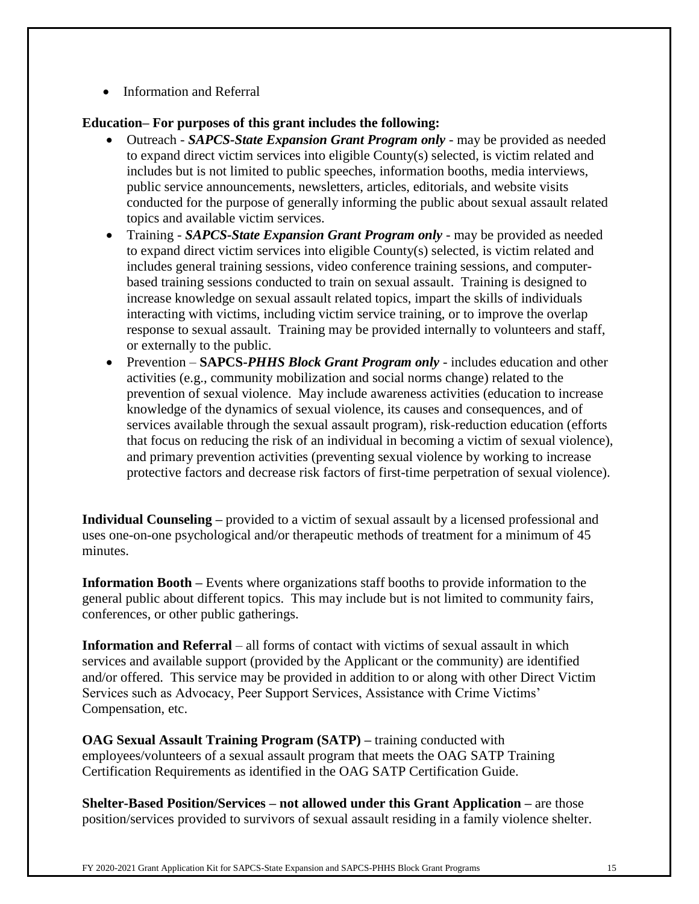- Information and Referral

**Education– For purposes of this grant includes the following:**

- Outreach - ***SAPCS-State Expansion Grant Program only*** - may be provided as needed to expand direct victim services into eligible County(s) selected, is victim related and includes but is not limited to public speeches, information booths, media interviews, public service announcements, newsletters, articles, editorials, and website visits conducted for the purpose of generally informing the public about sexual assault related topics and available victim services.
- Training - ***SAPCS-State Expansion Grant Program only*** - may be provided as needed to expand direct victim services into eligible County(s) selected, is victim related and includes general training sessions, video conference training sessions, and computer-based training sessions conducted to train on sexual assault. Training is designed to increase knowledge on sexual assault related topics, impart the skills of individuals interacting with victims, including victim service training, or to improve the overlap response to sexual assault. Training may be provided internally to volunteers and staff, or externally to the public.
- Prevention – **SAPCS-*PHHS Block Grant Program only*** - includes education and other activities (e.g., community mobilization and social norms change) related to the prevention of sexual violence. May include awareness activities (education to increase knowledge of the dynamics of sexual violence, its causes and consequences, and of services available through the sexual assault program), risk-reduction education (efforts that focus on reducing the risk of an individual in becoming a victim of sexual violence), and primary prevention activities (preventing sexual violence by working to increase protective factors and decrease risk factors of first-time perpetration of sexual violence).

**Individual Counseling –** provided to a victim of sexual assault by a licensed professional and uses one-on-one psychological and/or therapeutic methods of treatment for a minimum of 45 minutes.

**Information Booth –** Events where organizations staff booths to provide information to the general public about different topics. This may include but is not limited to community fairs, conferences, or other public gatherings.

**Information and Referral** – all forms of contact with victims of sexual assault in which services and available support (provided by the Applicant or the community) are identified and/or offered. This service may be provided in addition to or along with other Direct Victim Services such as Advocacy, Peer Support Services, Assistance with Crime Victims' Compensation, etc.

**OAG Sexual Assault Training Program (SATP) –** training conducted with employees/volunteers of a sexual assault program that meets the OAG SATP Training Certification Requirements as identified in the OAG SATP Certification Guide.

**Shelter-Based Position/Services – not allowed under this Grant Application –** are those position/services provided to survivors of sexual assault residing in a family violence shelter.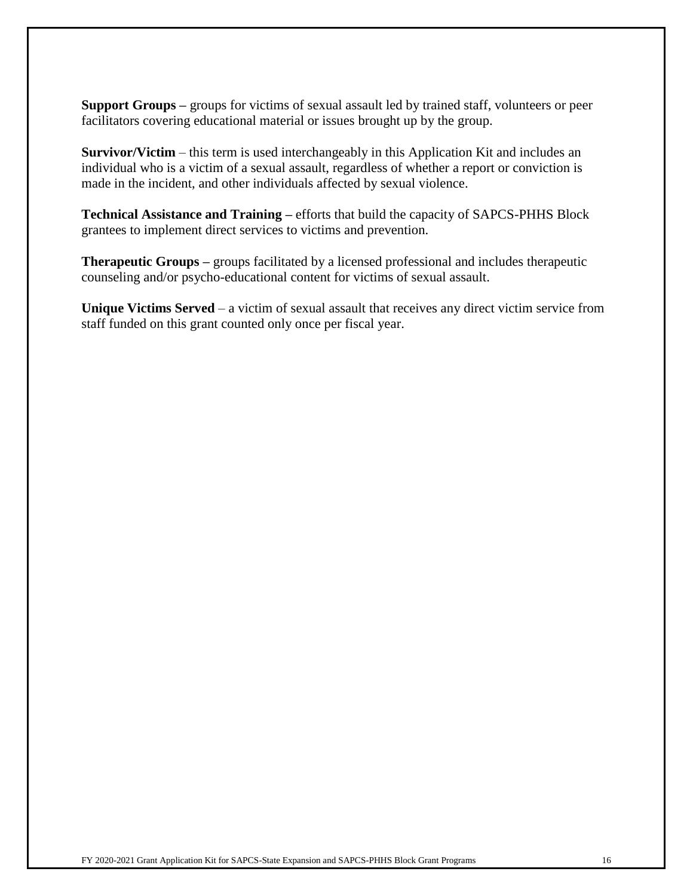**Support Groups –** groups for victims of sexual assault led by trained staff, volunteers or peer facilitators covering educational material or issues brought up by the group.

**Survivor/Victim** – this term is used interchangeably in this Application Kit and includes an individual who is a victim of a sexual assault, regardless of whether a report or conviction is made in the incident, and other individuals affected by sexual violence.

**Technical Assistance and Training –** efforts that build the capacity of SAPCS-PHHS Block grantees to implement direct services to victims and prevention.

**Therapeutic Groups –** groups facilitated by a licensed professional and includes therapeutic counseling and/or psycho-educational content for victims of sexual assault.

**Unique Victims Served** – a victim of sexual assault that receives any direct victim service from staff funded on this grant counted only once per fiscal year.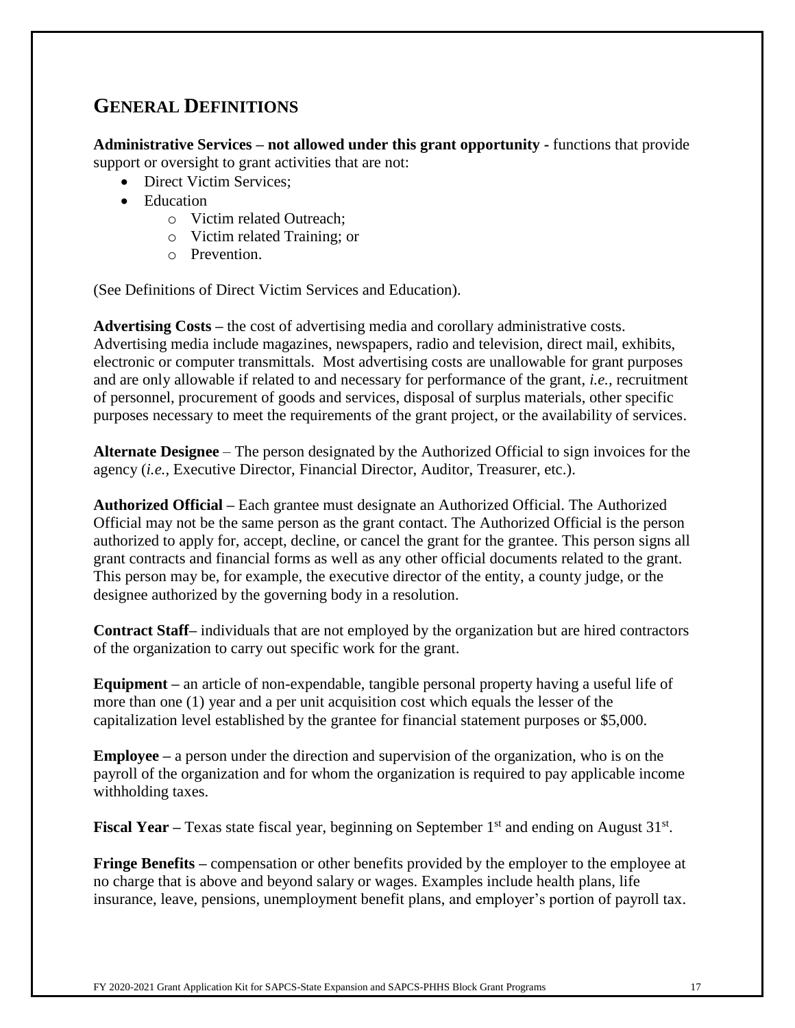## GENERAL DEFINITIONS

**Administrative Services – not allowed under this grant opportunity -** functions that provide support or oversight to grant activities that are not:

- Direct Victim Services;
- Education
  - Victim related Outreach;
  - Victim related Training; or
  - Prevention.

(See Definitions of Direct Victim Services and Education).

**Advertising Costs –** the cost of advertising media and corollary administrative costs. Advertising media include magazines, newspapers, radio and television, direct mail, exhibits, electronic or computer transmittals. Most advertising costs are unallowable for grant purposes and are only allowable if related to and necessary for performance of the grant, *i.e.,* recruitment of personnel, procurement of goods and services, disposal of surplus materials, other specific purposes necessary to meet the requirements of the grant project, or the availability of services.

**Alternate Designee** – The person designated by the Authorized Official to sign invoices for the agency (*i.e.,* Executive Director, Financial Director, Auditor, Treasurer, etc.).

**Authorized Official –** Each grantee must designate an Authorized Official. The Authorized Official may not be the same person as the grant contact. The Authorized Official is the person authorized to apply for, accept, decline, or cancel the grant for the grantee. This person signs all grant contracts and financial forms as well as any other official documents related to the grant. This person may be, for example, the executive director of the entity, a county judge, or the designee authorized by the governing body in a resolution.

**Contract Staff–** individuals that are not employed by the organization but are hired contractors of the organization to carry out specific work for the grant.

**Equipment –** an article of non-expendable, tangible personal property having a useful life of more than one (1) year and a per unit acquisition cost which equals the lesser of the capitalization level established by the grantee for financial statement purposes or $5,000.

**Employee –** a person under the direction and supervision of the organization, who is on the payroll of the organization and for whom the organization is required to pay applicable income withholding taxes.

**Fiscal Year –** Texas state fiscal year, beginning on September 1st and ending on August 31st.

**Fringe Benefits –** compensation or other benefits provided by the employer to the employee at no charge that is above and beyond salary or wages. Examples include health plans, life insurance, leave, pensions, unemployment benefit plans, and employer's portion of payroll tax.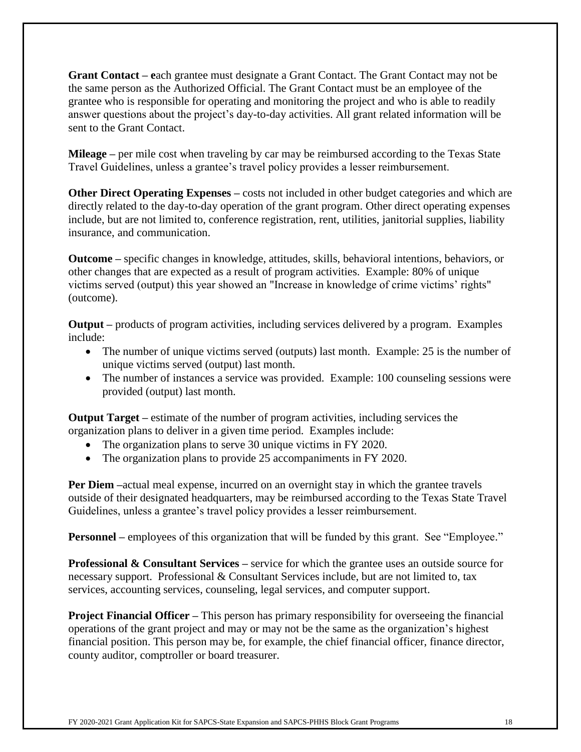**Grant Contact –** each grantee must designate a Grant Contact. The Grant Contact may not be the same person as the Authorized Official. The Grant Contact must be an employee of the grantee who is responsible for operating and monitoring the project and who is able to readily answer questions about the project's day-to-day activities. All grant related information will be sent to the Grant Contact.

**Mileage –** per mile cost when traveling by car may be reimbursed according to the Texas State Travel Guidelines, unless a grantee's travel policy provides a lesser reimbursement.

**Other Direct Operating Expenses –** costs not included in other budget categories and which are directly related to the day-to-day operation of the grant program. Other direct operating expenses include, but are not limited to, conference registration, rent, utilities, janitorial supplies, liability insurance, and communication.

**Outcome –** specific changes in knowledge, attitudes, skills, behavioral intentions, behaviors, or other changes that are expected as a result of program activities. Example: 80% of unique victims served (output) this year showed an "Increase in knowledge of crime victims' rights" (outcome).

**Output –** products of program activities, including services delivered by a program. Examples include:

- The number of unique victims served (outputs) last month. Example: 25 is the number of unique victims served (output) last month.
- The number of instances a service was provided. Example: 100 counseling sessions were provided (output) last month.

**Output Target –** estimate of the number of program activities, including services the organization plans to deliver in a given time period. Examples include:

- The organization plans to serve 30 unique victims in FY 2020.
- The organization plans to provide 25 accompaniments in FY 2020.

**Per Diem –**actual meal expense, incurred on an overnight stay in which the grantee travels outside of their designated headquarters, may be reimbursed according to the Texas State Travel Guidelines, unless a grantee's travel policy provides a lesser reimbursement.

**Personnel –** employees of this organization that will be funded by this grant. See "Employee."

**Professional & Consultant Services –** service for which the grantee uses an outside source for necessary support. Professional & Consultant Services include, but are not limited to, tax services, accounting services, counseling, legal services, and computer support.

**Project Financial Officer –** This person has primary responsibility for overseeing the financial operations of the grant project and may or may not be the same as the organization's highest financial position. This person may be, for example, the chief financial officer, finance director, county auditor, comptroller or board treasurer.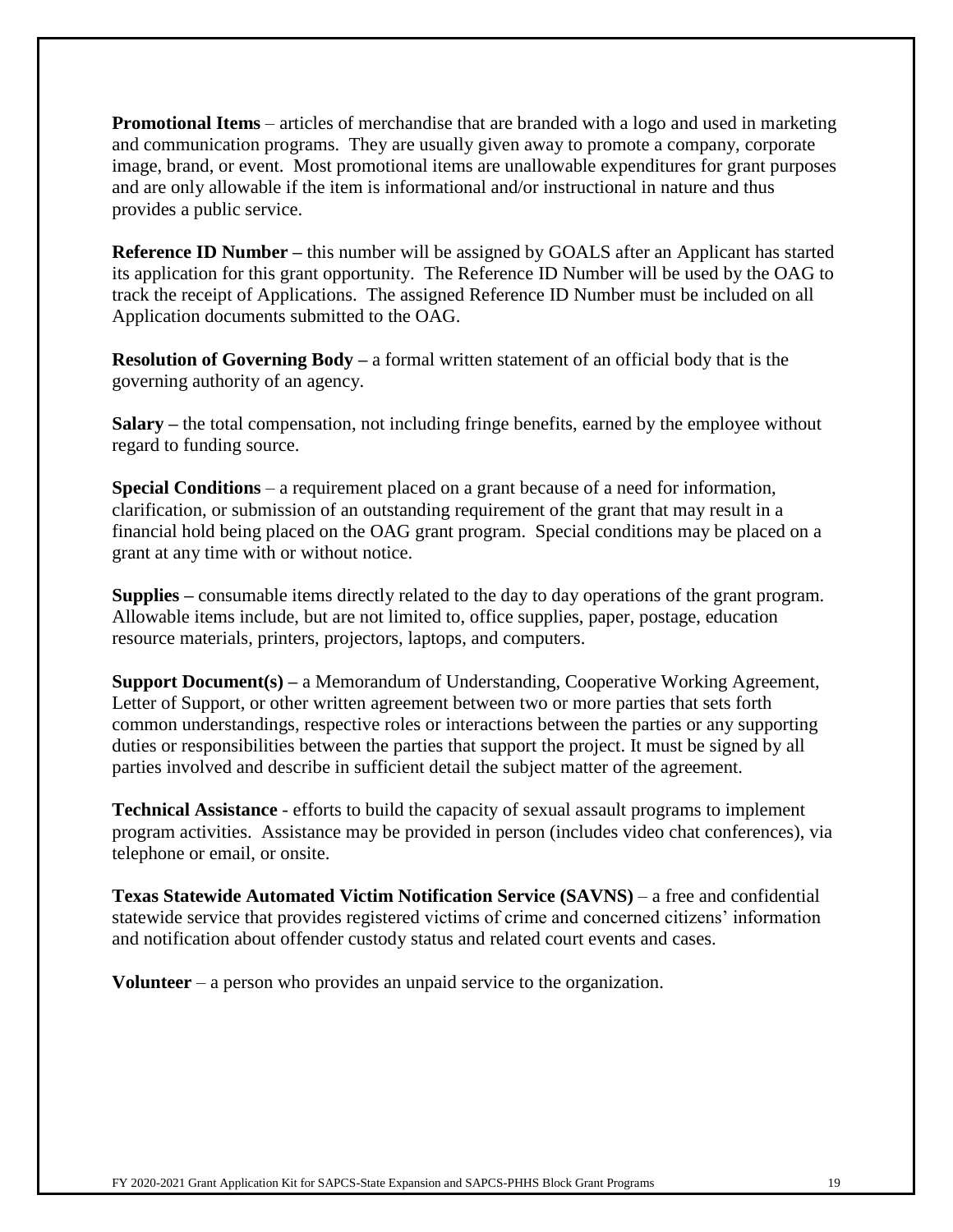**Promotional Items** – articles of merchandise that are branded with a logo and used in marketing and communication programs. They are usually given away to promote a company, corporate image, brand, or event. Most promotional items are unallowable expenditures for grant purposes and are only allowable if the item is informational and/or instructional in nature and thus provides a public service.

**Reference ID Number –** this number will be assigned by GOALS after an Applicant has started its application for this grant opportunity. The Reference ID Number will be used by the OAG to track the receipt of Applications. The assigned Reference ID Number must be included on all Application documents submitted to the OAG.

**Resolution of Governing Body –** a formal written statement of an official body that is the governing authority of an agency.

**Salary –** the total compensation, not including fringe benefits, earned by the employee without regard to funding source.

**Special Conditions** – a requirement placed on a grant because of a need for information, clarification, or submission of an outstanding requirement of the grant that may result in a financial hold being placed on the OAG grant program. Special conditions may be placed on a grant at any time with or without notice.

**Supplies –** consumable items directly related to the day to day operations of the grant program. Allowable items include, but are not limited to, office supplies, paper, postage, education resource materials, printers, projectors, laptops, and computers.

**Support Document(s) –** a Memorandum of Understanding, Cooperative Working Agreement, Letter of Support, or other written agreement between two or more parties that sets forth common understandings, respective roles or interactions between the parties or any supporting duties or responsibilities between the parties that support the project. It must be signed by all parties involved and describe in sufficient detail the subject matter of the agreement.

**Technical Assistance** - efforts to build the capacity of sexual assault programs to implement program activities. Assistance may be provided in person (includes video chat conferences), via telephone or email, or onsite.

**Texas Statewide Automated Victim Notification Service (SAVNS)** – a free and confidential statewide service that provides registered victims of crime and concerned citizens' information and notification about offender custody status and related court events and cases.

**Volunteer** – a person who provides an unpaid service to the organization.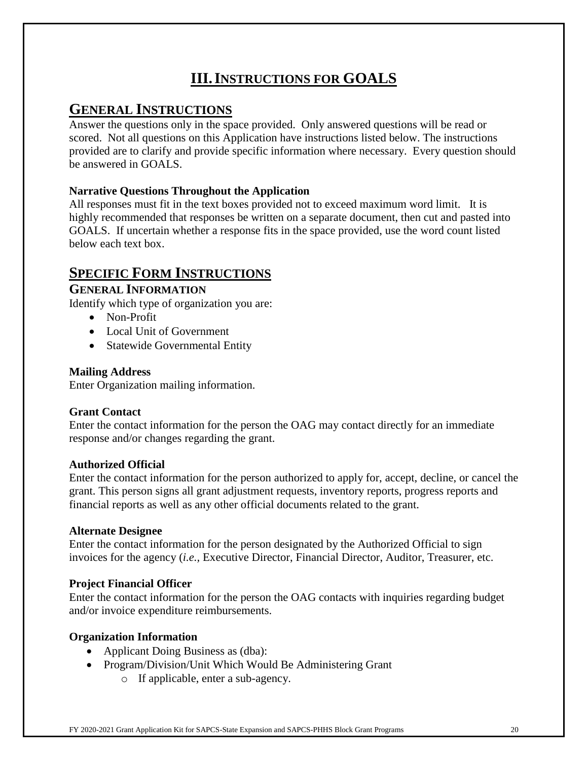# III. INSTRUCTIONS FOR GOALS

## GENERAL INSTRUCTIONS

Answer the questions only in the space provided. Only answered questions will be read or scored. Not all questions on this Application have instructions listed below. The instructions provided are to clarify and provide specific information where necessary. Every question should be answered in GOALS.

**Narrative Questions Throughout the Application**

All responses must fit in the text boxes provided not to exceed maximum word limit. It is highly recommended that responses be written on a separate document, then cut and pasted into GOALS. If uncertain whether a response fits in the space provided, use the word count listed below each text box.

## SPECIFIC FORM INSTRUCTIONS

### GENERAL INFORMATION

Identify which type of organization you are:

- Non-Profit
- Local Unit of Government
- Statewide Governmental Entity

**Mailing Address**

Enter Organization mailing information.

**Grant Contact**

Enter the contact information for the person the OAG may contact directly for an immediate response and/or changes regarding the grant.

**Authorized Official**

Enter the contact information for the person authorized to apply for, accept, decline, or cancel the grant. This person signs all grant adjustment requests, inventory reports, progress reports and financial reports as well as any other official documents related to the grant.

**Alternate Designee**

Enter the contact information for the person designated by the Authorized Official to sign invoices for the agency (*i.e.*, Executive Director, Financial Director, Auditor, Treasurer, etc.

**Project Financial Officer**

Enter the contact information for the person the OAG contacts with inquiries regarding budget and/or invoice expenditure reimbursements.

**Organization Information**

- Applicant Doing Business as (dba):
- Program/Division/Unit Which Would Be Administering Grant
  - If applicable, enter a sub-agency.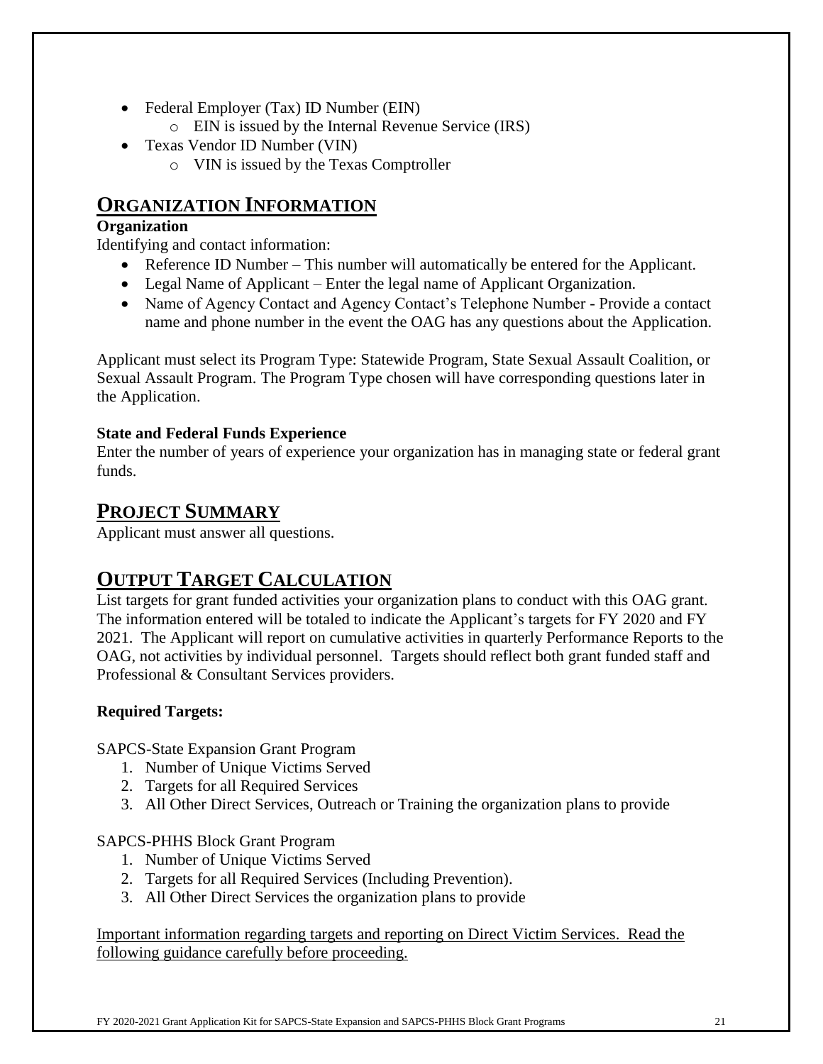- Federal Employer (Tax) ID Number (EIN)
    - EIN is issued by the Internal Revenue Service (IRS)
- Texas Vendor ID Number (VIN)
    - VIN is issued by the Texas Comptroller

## ORGANIZATION INFORMATION

**Organization**

Identifying and contact information:

- Reference ID Number – This number will automatically be entered for the Applicant.
- Legal Name of Applicant – Enter the legal name of Applicant Organization.
- Name of Agency Contact and Agency Contact's Telephone Number - Provide a contact name and phone number in the event the OAG has any questions about the Application.

Applicant must select its Program Type: Statewide Program, State Sexual Assault Coalition, or Sexual Assault Program. The Program Type chosen will have corresponding questions later in the Application.

**State and Federal Funds Experience**

Enter the number of years of experience your organization has in managing state or federal grant funds.

## PROJECT SUMMARY

Applicant must answer all questions.

## OUTPUT TARGET CALCULATION

List targets for grant funded activities your organization plans to conduct with this OAG grant. The information entered will be totaled to indicate the Applicant's targets for FY 2020 and FY 2021. The Applicant will report on cumulative activities in quarterly Performance Reports to the OAG, not activities by individual personnel. Targets should reflect both grant funded staff and Professional & Consultant Services providers.

**Required Targets:**

SAPCS-State Expansion Grant Program

1. Number of Unique Victims Served
2. Targets for all Required Services
3. All Other Direct Services, Outreach or Training the organization plans to provide

SAPCS-PHHS Block Grant Program

1. Number of Unique Victims Served
2. Targets for all Required Services (Including Prevention).
3. All Other Direct Services the organization plans to provide

<u>Important information regarding targets and reporting on Direct Victim Services. Read the following guidance carefully before proceeding.</u>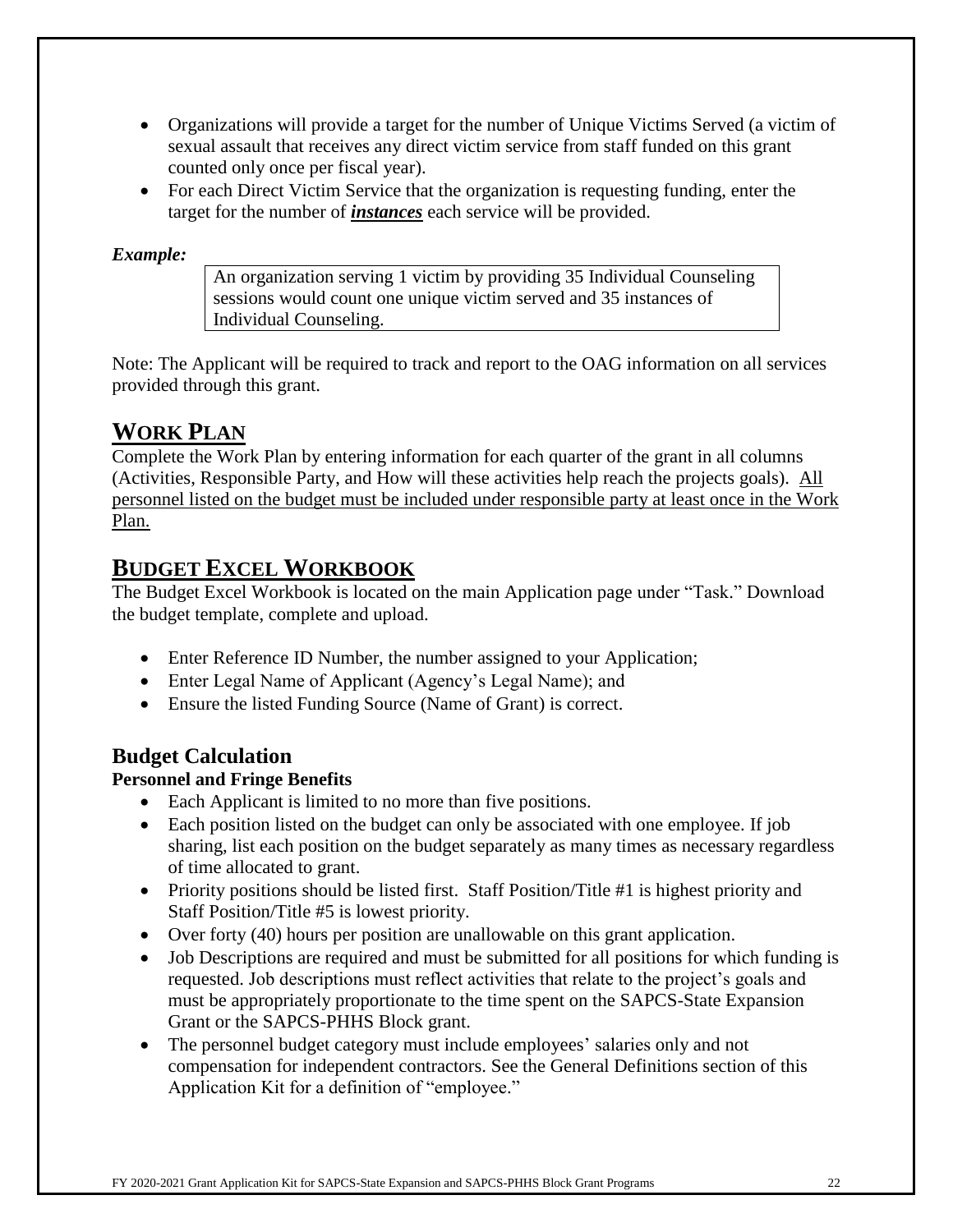- Organizations will provide a target for the number of Unique Victims Served (a victim of sexual assault that receives any direct victim service from staff funded on this grant counted only once per fiscal year).
- For each Direct Victim Service that the organization is requesting funding, enter the target for the number of ***instances*** each service will be provided.

***Example:***

> An organization serving 1 victim by providing 35 Individual Counseling sessions would count one unique victim served and 35 instances of Individual Counseling.

Note: The Applicant will be required to track and report to the OAG information on all services provided through this grant.

## WORK PLAN

Complete the Work Plan by entering information for each quarter of the grant in all columns (Activities, Responsible Party, and How will these activities help reach the projects goals). <u>All personnel listed on the budget must be included under responsible party at least once in the Work Plan.</u>

## BUDGET EXCEL WORKBOOK

The Budget Excel Workbook is located on the main Application page under "Task." Download the budget template, complete and upload.

- Enter Reference ID Number, the number assigned to your Application;
- Enter Legal Name of Applicant (Agency's Legal Name); and
- Ensure the listed Funding Source (Name of Grant) is correct.

### Budget Calculation

**Personnel and Fringe Benefits**

- Each Applicant is limited to no more than five positions.
- Each position listed on the budget can only be associated with one employee. If job sharing, list each position on the budget separately as many times as necessary regardless of time allocated to grant.
- Priority positions should be listed first. Staff Position/Title #1 is highest priority and Staff Position/Title #5 is lowest priority.
- Over forty (40) hours per position are unallowable on this grant application.
- Job Descriptions are required and must be submitted for all positions for which funding is requested. Job descriptions must reflect activities that relate to the project's goals and must be appropriately proportionate to the time spent on the SAPCS-State Expansion Grant or the SAPCS-PHHS Block grant.
- The personnel budget category must include employees' salaries only and not compensation for independent contractors. See the General Definitions section of this Application Kit for a definition of "employee."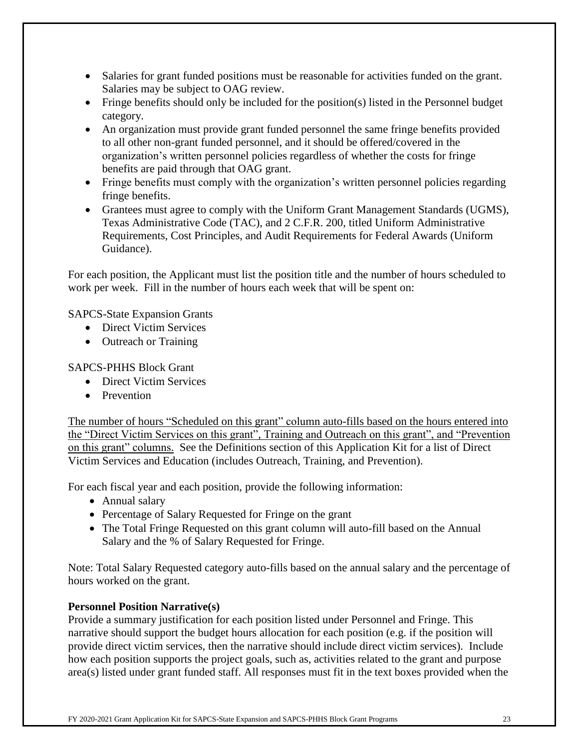- Salaries for grant funded positions must be reasonable for activities funded on the grant. Salaries may be subject to OAG review.
- Fringe benefits should only be included for the position(s) listed in the Personnel budget category.
- An organization must provide grant funded personnel the same fringe benefits provided to all other non-grant funded personnel, and it should be offered/covered in the organization's written personnel policies regardless of whether the costs for fringe benefits are paid through that OAG grant.
- Fringe benefits must comply with the organization's written personnel policies regarding fringe benefits.
- Grantees must agree to comply with the Uniform Grant Management Standards (UGMS), Texas Administrative Code (TAC), and 2 C.F.R. 200, titled Uniform Administrative Requirements, Cost Principles, and Audit Requirements for Federal Awards (Uniform Guidance).

For each position, the Applicant must list the position title and the number of hours scheduled to work per week. Fill in the number of hours each week that will be spent on:

SAPCS-State Expansion Grants

- Direct Victim Services
- Outreach or Training

SAPCS-PHHS Block Grant

- Direct Victim Services
- Prevention

<u>The number of hours "Scheduled on this grant" column auto-fills based on the hours entered into the "Direct Victim Services on this grant", Training and Outreach on this grant", and "Prevention on this grant" columns.</u> See the Definitions section of this Application Kit for a list of Direct Victim Services and Education (includes Outreach, Training, and Prevention).

For each fiscal year and each position, provide the following information:

- Annual salary
- Percentage of Salary Requested for Fringe on the grant
- The Total Fringe Requested on this grant column will auto-fill based on the Annual Salary and the % of Salary Requested for Fringe.

Note: Total Salary Requested category auto-fills based on the annual salary and the percentage of hours worked on the grant.

**Personnel Position Narrative(s)**

Provide a summary justification for each position listed under Personnel and Fringe. This narrative should support the budget hours allocation for each position (e.g. if the position will provide direct victim services, then the narrative should include direct victim services). Include how each position supports the project goals, such as, activities related to the grant and purpose area(s) listed under grant funded staff. All responses must fit in the text boxes provided when the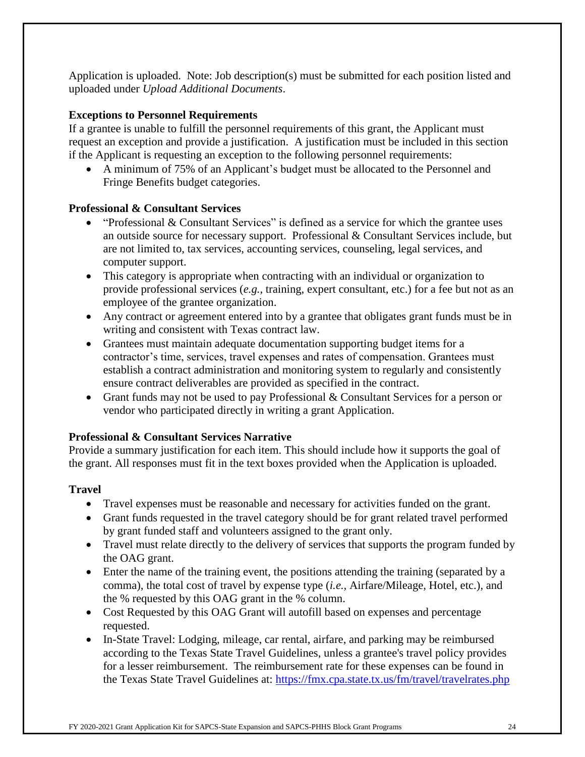Application is uploaded. Note: Job description(s) must be submitted for each position listed and uploaded under *Upload Additional Documents*.

**Exceptions to Personnel Requirements**

If a grantee is unable to fulfill the personnel requirements of this grant, the Applicant must request an exception and provide a justification. A justification must be included in this section if the Applicant is requesting an exception to the following personnel requirements:

- A minimum of 75% of an Applicant's budget must be allocated to the Personnel and Fringe Benefits budget categories.

**Professional & Consultant Services**

- "Professional & Consultant Services" is defined as a service for which the grantee uses an outside source for necessary support. Professional & Consultant Services include, but are not limited to, tax services, accounting services, counseling, legal services, and computer support.
- This category is appropriate when contracting with an individual or organization to provide professional services (*e.g.,* training, expert consultant, etc.) for a fee but not as an employee of the grantee organization.
- Any contract or agreement entered into by a grantee that obligates grant funds must be in writing and consistent with Texas contract law.
- Grantees must maintain adequate documentation supporting budget items for a contractor's time, services, travel expenses and rates of compensation. Grantees must establish a contract administration and monitoring system to regularly and consistently ensure contract deliverables are provided as specified in the contract.
- Grant funds may not be used to pay Professional & Consultant Services for a person or vendor who participated directly in writing a grant Application.

**Professional & Consultant Services Narrative**

Provide a summary justification for each item. This should include how it supports the goal of the grant. All responses must fit in the text boxes provided when the Application is uploaded.

**Travel**

- Travel expenses must be reasonable and necessary for activities funded on the grant.
- Grant funds requested in the travel category should be for grant related travel performed by grant funded staff and volunteers assigned to the grant only.
- Travel must relate directly to the delivery of services that supports the program funded by the OAG grant.
- Enter the name of the training event, the positions attending the training (separated by a comma), the total cost of travel by expense type (*i.e.,* Airfare/Mileage, Hotel, etc.), and the % requested by this OAG grant in the % column.
- Cost Requested by this OAG Grant will autofill based on expenses and percentage requested.
- In-State Travel: Lodging, mileage, car rental, airfare, and parking may be reimbursed according to the Texas State Travel Guidelines, unless a grantee's travel policy provides for a lesser reimbursement. The reimbursement rate for these expenses can be found in the Texas State Travel Guidelines at: https://fmx.cpa.state.tx.us/fm/travel/travelrates.php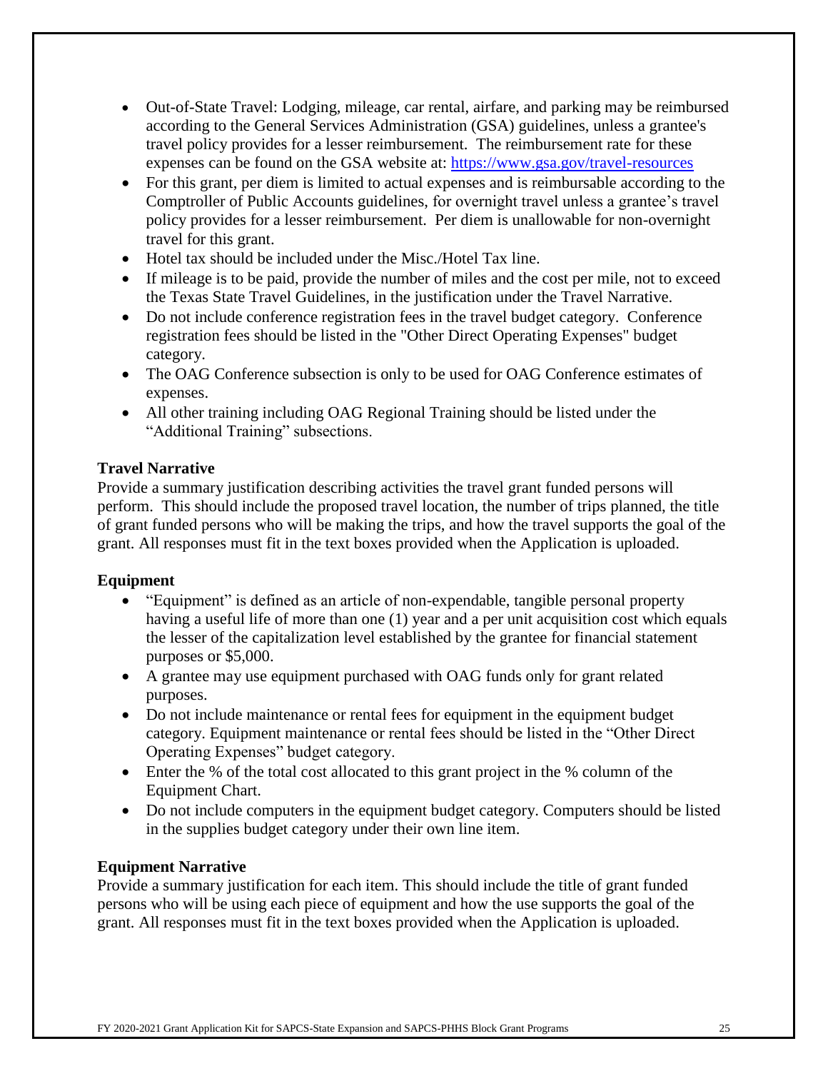- Out-of-State Travel: Lodging, mileage, car rental, airfare, and parking may be reimbursed according to the General Services Administration (GSA) guidelines, unless a grantee's travel policy provides for a lesser reimbursement. The reimbursement rate for these expenses can be found on the GSA website at: https://www.gsa.gov/travel-resources
- For this grant, per diem is limited to actual expenses and is reimbursable according to the Comptroller of Public Accounts guidelines, for overnight travel unless a grantee's travel policy provides for a lesser reimbursement. Per diem is unallowable for non-overnight travel for this grant.
- Hotel tax should be included under the Misc./Hotel Tax line.
- If mileage is to be paid, provide the number of miles and the cost per mile, not to exceed the Texas State Travel Guidelines, in the justification under the Travel Narrative.
- Do not include conference registration fees in the travel budget category. Conference registration fees should be listed in the "Other Direct Operating Expenses" budget category.
- The OAG Conference subsection is only to be used for OAG Conference estimates of expenses.
- All other training including OAG Regional Training should be listed under the "Additional Training" subsections.

**Travel Narrative**

Provide a summary justification describing activities the travel grant funded persons will perform. This should include the proposed travel location, the number of trips planned, the title of grant funded persons who will be making the trips, and how the travel supports the goal of the grant. All responses must fit in the text boxes provided when the Application is uploaded.

**Equipment**

- "Equipment" is defined as an article of non-expendable, tangible personal property having a useful life of more than one (1) year and a per unit acquisition cost which equals the lesser of the capitalization level established by the grantee for financial statement purposes or $5,000.
- A grantee may use equipment purchased with OAG funds only for grant related purposes.
- Do not include maintenance or rental fees for equipment in the equipment budget category. Equipment maintenance or rental fees should be listed in the "Other Direct Operating Expenses" budget category.
- Enter the % of the total cost allocated to this grant project in the % column of the Equipment Chart.
- Do not include computers in the equipment budget category. Computers should be listed in the supplies budget category under their own line item.

**Equipment Narrative**

Provide a summary justification for each item. This should include the title of grant funded persons who will be using each piece of equipment and how the use supports the goal of the grant. All responses must fit in the text boxes provided when the Application is uploaded.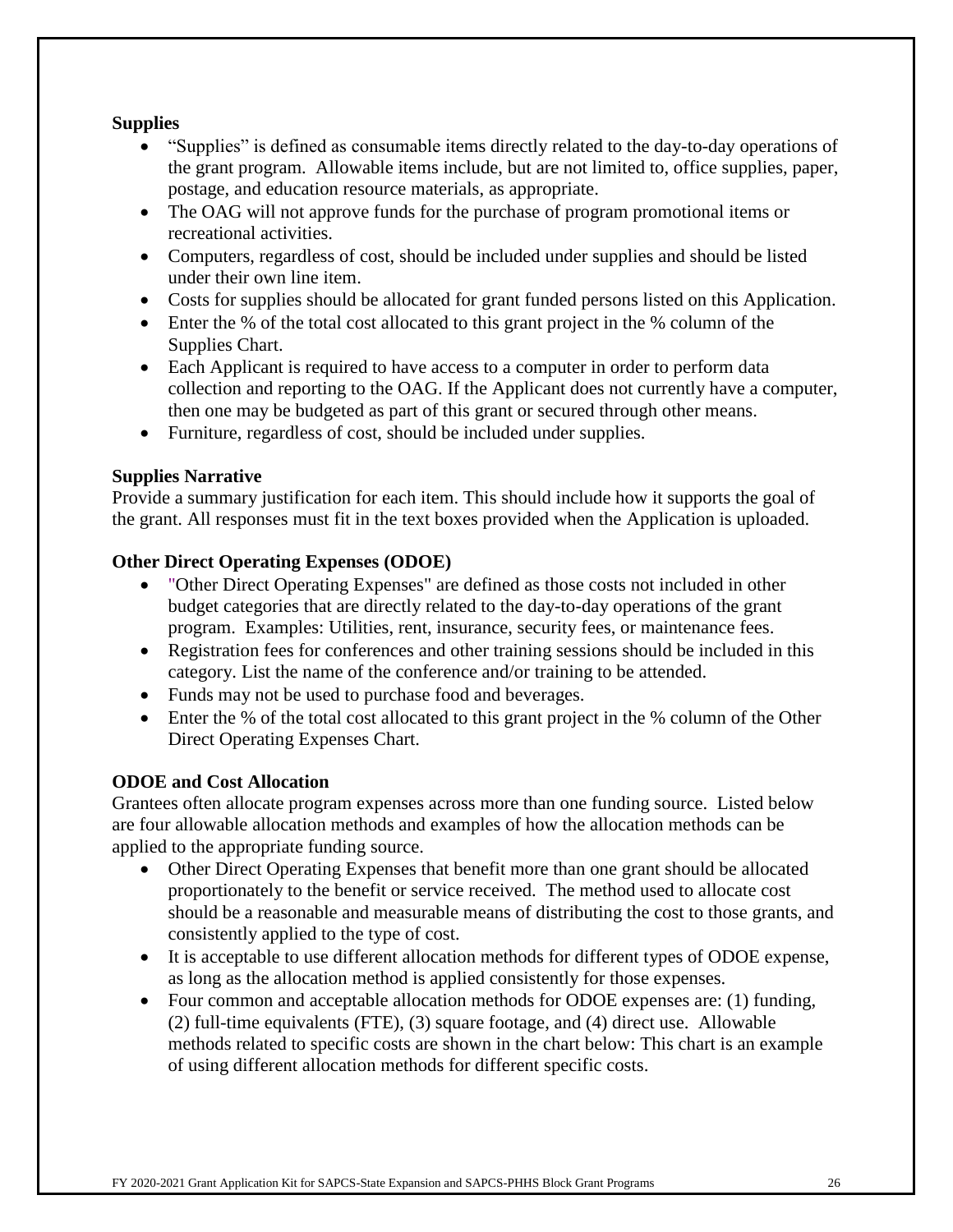### Supplies

- “Supplies” is defined as consumable items directly related to the day-to-day operations of the grant program. Allowable items include, but are not limited to, office supplies, paper, postage, and education resource materials, as appropriate.
- The OAG will not approve funds for the purchase of program promotional items or recreational activities.
- Computers, regardless of cost, should be included under supplies and should be listed under their own line item.
- Costs for supplies should be allocated for grant funded persons listed on this Application.
- Enter the % of the total cost allocated to this grant project in the % column of the Supplies Chart.
- Each Applicant is required to have access to a computer in order to perform data collection and reporting to the OAG. If the Applicant does not currently have a computer, then one may be budgeted as part of this grant or secured through other means.
- Furniture, regardless of cost, should be included under supplies.

### Supplies Narrative

Provide a summary justification for each item. This should include how it supports the goal of the grant. All responses must fit in the text boxes provided when the Application is uploaded.

### Other Direct Operating Expenses (ODOE)

- "Other Direct Operating Expenses" are defined as those costs not included in other budget categories that are directly related to the day-to-day operations of the grant program. Examples: Utilities, rent, insurance, security fees, or maintenance fees.
- Registration fees for conferences and other training sessions should be included in this category. List the name of the conference and/or training to be attended.
- Funds may not be used to purchase food and beverages.
- Enter the % of the total cost allocated to this grant project in the % column of the Other Direct Operating Expenses Chart.

### ODOE and Cost Allocation

Grantees often allocate program expenses across more than one funding source. Listed below are four allowable allocation methods and examples of how the allocation methods can be applied to the appropriate funding source.

- Other Direct Operating Expenses that benefit more than one grant should be allocated proportionately to the benefit or service received. The method used to allocate cost should be a reasonable and measurable means of distributing the cost to those grants, and consistently applied to the type of cost.
- It is acceptable to use different allocation methods for different types of ODOE expense, as long as the allocation method is applied consistently for those expenses.
- Four common and acceptable allocation methods for ODOE expenses are: (1) funding, (2) full-time equivalents (FTE), (3) square footage, and (4) direct use. Allowable methods related to specific costs are shown in the chart below: This chart is an example of using different allocation methods for different specific costs.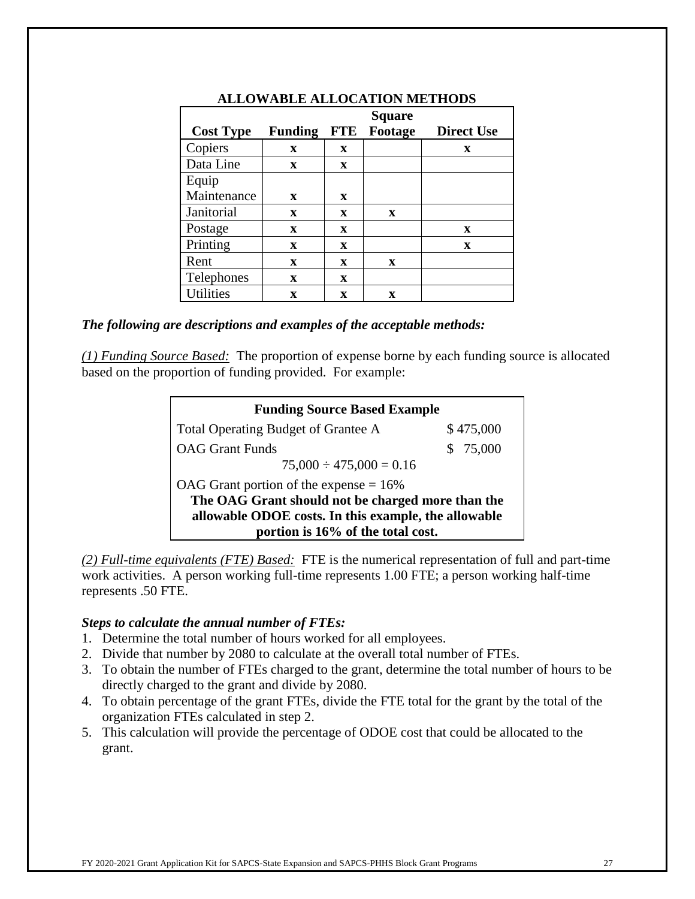**ALLOWABLE ALLOCATION METHODS**

| Cost Type | Funding | FTE | Square Footage | Direct Use |
|---|---|---|---|---|
| Copiers | x | x | | x |
| Data Line | x | x | | |
| Equip Maintenance | x | x | | |
| Janitorial | x | x | x | |
| Postage | x | x | | x |
| Printing | x | x | | x |
| Rent | x | x | x | |
| Telephones | x | x | | |
| Utilities | x | x | x | |

***The following are descriptions and examples of the acceptable methods:***

*(1) Funding Source Based:* The proportion of expense borne by each funding source is allocated based on the proportion of funding provided. For example:

| **Funding Source Based Example** | |
|---|---|
| Total Operating Budget of Grantee A | $ 475,000 |
| OAG Grant Funds | $ 75,000 |
| 75,000 ÷ 475,000 = 0.16 | |
| OAG Grant portion of the expense = 16% | |
| **The OAG Grant should not be charged more than the allowable ODOE costs. In this example, the allowable portion is 16% of the total cost.** | |

*(2) Full-time equivalents (FTE) Based:* FTE is the numerical representation of full and part-time work activities. A person working full-time represents 1.00 FTE; a person working half-time represents .50 FTE.

***Steps to calculate the annual number of FTEs:***

1. Determine the total number of hours worked for all employees.
2. Divide that number by 2080 to calculate at the overall total number of FTEs.
3. To obtain the number of FTEs charged to the grant, determine the total number of hours to be directly charged to the grant and divide by 2080.
4. To obtain percentage of the grant FTEs, divide the FTE total for the grant by the total of the organization FTEs calculated in step 2.
5. This calculation will provide the percentage of ODOE cost that could be allocated to the grant.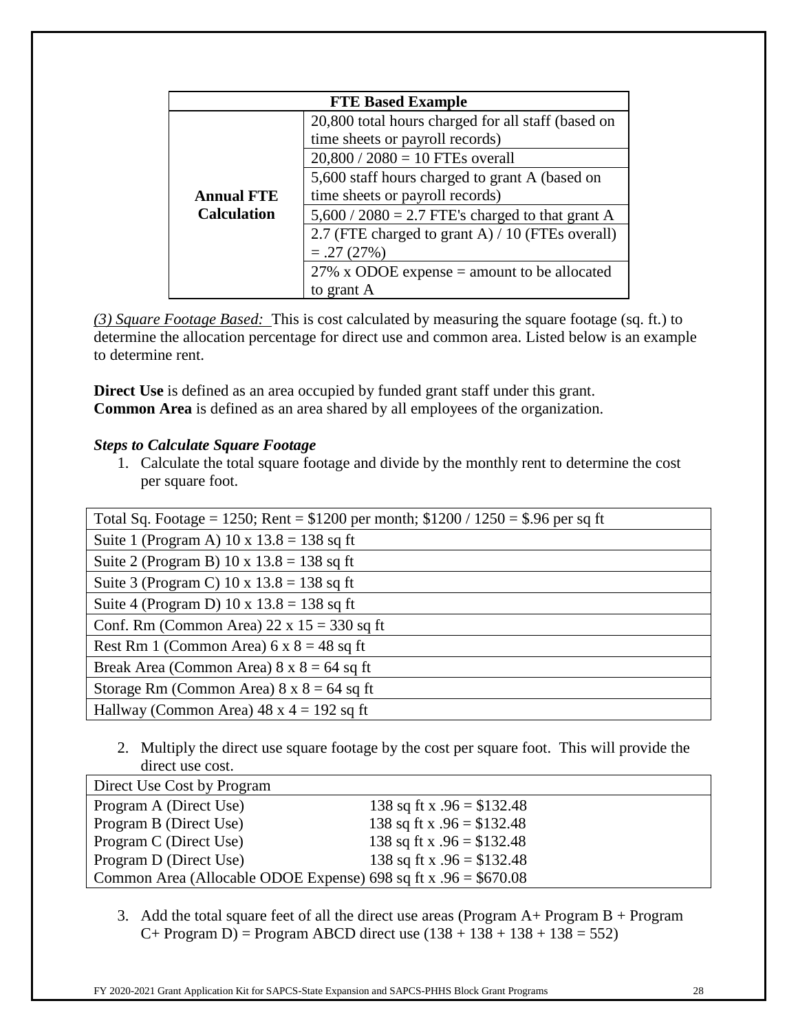| FTE Based Example | |
|---|---|
| Annual FTE Calculation | 20,800 total hours charged for all staff (based on time sheets or payroll records) |
| | 20,800 / 2080 = 10 FTEs overall |
| | 5,600 staff hours charged to grant A (based on time sheets or payroll records) |
| | 5,600 / 2080 = 2.7 FTE's charged to that grant A |
| | 2.7 (FTE charged to grant A) / 10 (FTEs overall) = .27 (27%) |
| | 27% x ODOE expense = amount to be allocated to grant A |

*(3) Square Footage Based:* This is cost calculated by measuring the square footage (sq. ft.) to determine the allocation percentage for direct use and common area. Listed below is an example to determine rent.

**Direct Use** is defined as an area occupied by funded grant staff under this grant.
**Common Area** is defined as an area shared by all employees of the organization.

***Steps to Calculate Square Footage***

1. Calculate the total square footage and divide by the monthly rent to determine the cost per square foot.

| Total Sq. Footage = 1250; Rent = $1200 per month; $1200 / 1250 = $.96 per sq ft |
|---|
| Suite 1 (Program A) 10 x 13.8 = 138 sq ft |
| Suite 2 (Program B) 10 x 13.8 = 138 sq ft |
| Suite 3 (Program C) 10 x 13.8 = 138 sq ft |
| Suite 4 (Program D) 10 x 13.8 = 138 sq ft |
| Conf. Rm (Common Area) 22 x 15 = 330 sq ft |
| Rest Rm 1 (Common Area) 6 x 8 = 48 sq ft |
| Break Area (Common Area) 8 x 8 = 64 sq ft |
| Storage Rm (Common Area) 8 x 8 = 64 sq ft |
| Hallway (Common Area) 48 x 4 = 192 sq ft |

2. Multiply the direct use square footage by the cost per square foot. This will provide the direct use cost.

| Direct Use Cost by Program | |
|---|---|
| Program A (Direct Use) | 138 sq ft x .96 = $132.48 |
| Program B (Direct Use) | 138 sq ft x .96 = $132.48 |
| Program C (Direct Use) | 138 sq ft x .96 = $132.48 |
| Program D (Direct Use) | 138 sq ft x .96 = $132.48 |
| Common Area (Allocable ODOE Expense) | 698 sq ft x .96 = $670.08 |

3. Add the total square feet of all the direct use areas (Program A+ Program B + Program C+ Program D) = Program ABCD direct use (138 + 138 + 138 + 138 = 552)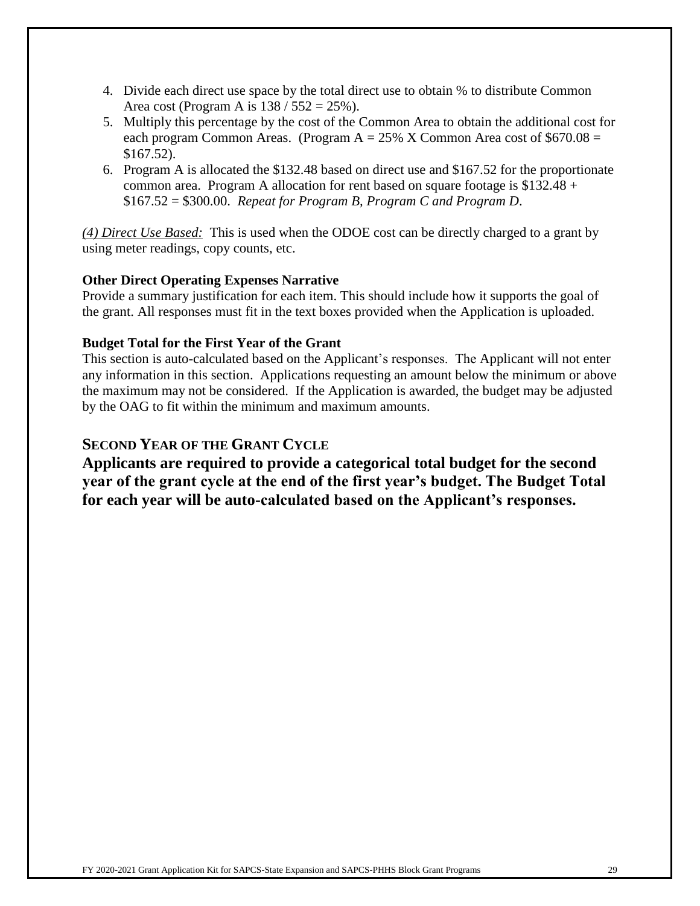4. Divide each direct use space by the total direct use to obtain % to distribute Common Area cost (Program A is 138 / 552 = 25%).
5. Multiply this percentage by the cost of the Common Area to obtain the additional cost for each program Common Areas. (Program A = 25% X Common Area cost of $670.08 = $167.52).
6. Program A is allocated the $132.48 based on direct use and $167.52 for the proportionate common area. Program A allocation for rent based on square footage is $132.48 + $167.52 = $300.00. *Repeat for Program B, Program C and Program D*.

*(4) Direct Use Based:* This is used when the ODOE cost can be directly charged to a grant by using meter readings, copy counts, etc.

**Other Direct Operating Expenses Narrative**

Provide a summary justification for each item. This should include how it supports the goal of the grant. All responses must fit in the text boxes provided when the Application is uploaded.

**Budget Total for the First Year of the Grant**

This section is auto-calculated based on the Applicant's responses. The Applicant will not enter any information in this section. Applications requesting an amount below the minimum or above the maximum may not be considered. If the Application is awarded, the budget may be adjusted by the OAG to fit within the minimum and maximum amounts.

## SECOND YEAR OF THE GRANT CYCLE

**Applicants are required to provide a categorical total budget for the second year of the grant cycle at the end of the first year's budget. The Budget Total for each year will be auto-calculated based on the Applicant's responses.**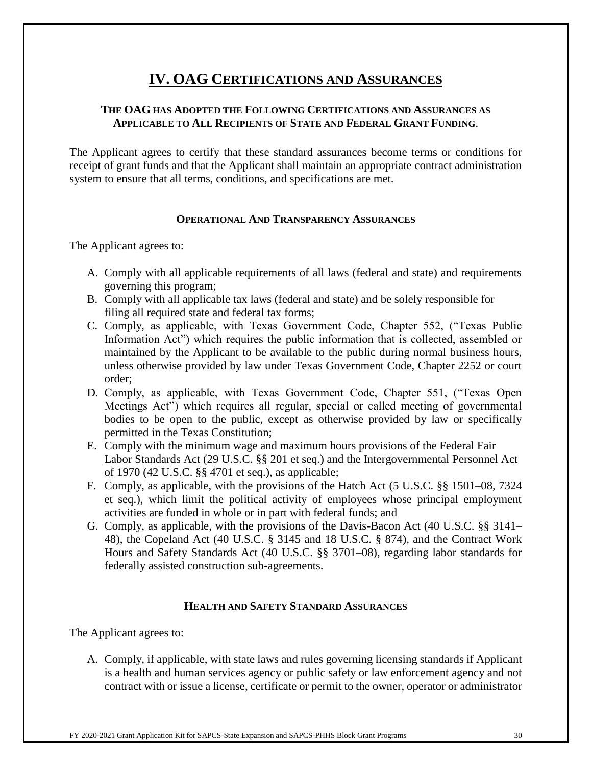# IV. OAG Certifications and Assurances

### The OAG has Adopted the Following Certifications and Assurances as Applicable to All Recipients of State and Federal Grant Funding.

The Applicant agrees to certify that these standard assurances become terms or conditions for receipt of grant funds and that the Applicant shall maintain an appropriate contract administration system to ensure that all terms, conditions, and specifications are met.

#### Operational And Transparency Assurances

The Applicant agrees to:

A. Comply with all applicable requirements of all laws (federal and state) and requirements governing this program;
B. Comply with all applicable tax laws (federal and state) and be solely responsible for filing all required state and federal tax forms;
C. Comply, as applicable, with Texas Government Code, Chapter 552, ("Texas Public Information Act") which requires the public information that is collected, assembled or maintained by the Applicant to be available to the public during normal business hours, unless otherwise provided by law under Texas Government Code, Chapter 2252 or court order;
D. Comply, as applicable, with Texas Government Code, Chapter 551, ("Texas Open Meetings Act") which requires all regular, special or called meeting of governmental bodies to be open to the public, except as otherwise provided by law or specifically permitted in the Texas Constitution;
E. Comply with the minimum wage and maximum hours provisions of the Federal Fair Labor Standards Act (29 U.S.C. §§ 201 et seq.) and the Intergovernmental Personnel Act of 1970 (42 U.S.C. §§ 4701 et seq.), as applicable;
F. Comply, as applicable, with the provisions of the Hatch Act (5 U.S.C. §§ 1501–08, 7324 et seq.), which limit the political activity of employees whose principal employment activities are funded in whole or in part with federal funds; and
G. Comply, as applicable, with the provisions of the Davis-Bacon Act (40 U.S.C. §§ 3141–48), the Copeland Act (40 U.S.C. § 3145 and 18 U.S.C. § 874), and the Contract Work Hours and Safety Standards Act (40 U.S.C. §§ 3701–08), regarding labor standards for federally assisted construction sub-agreements.

#### Health and Safety Standard Assurances

The Applicant agrees to:

A. Comply, if applicable, with state laws and rules governing licensing standards if Applicant is a health and human services agency or public safety or law enforcement agency and not contract with or issue a license, certificate or permit to the owner, operator or administrator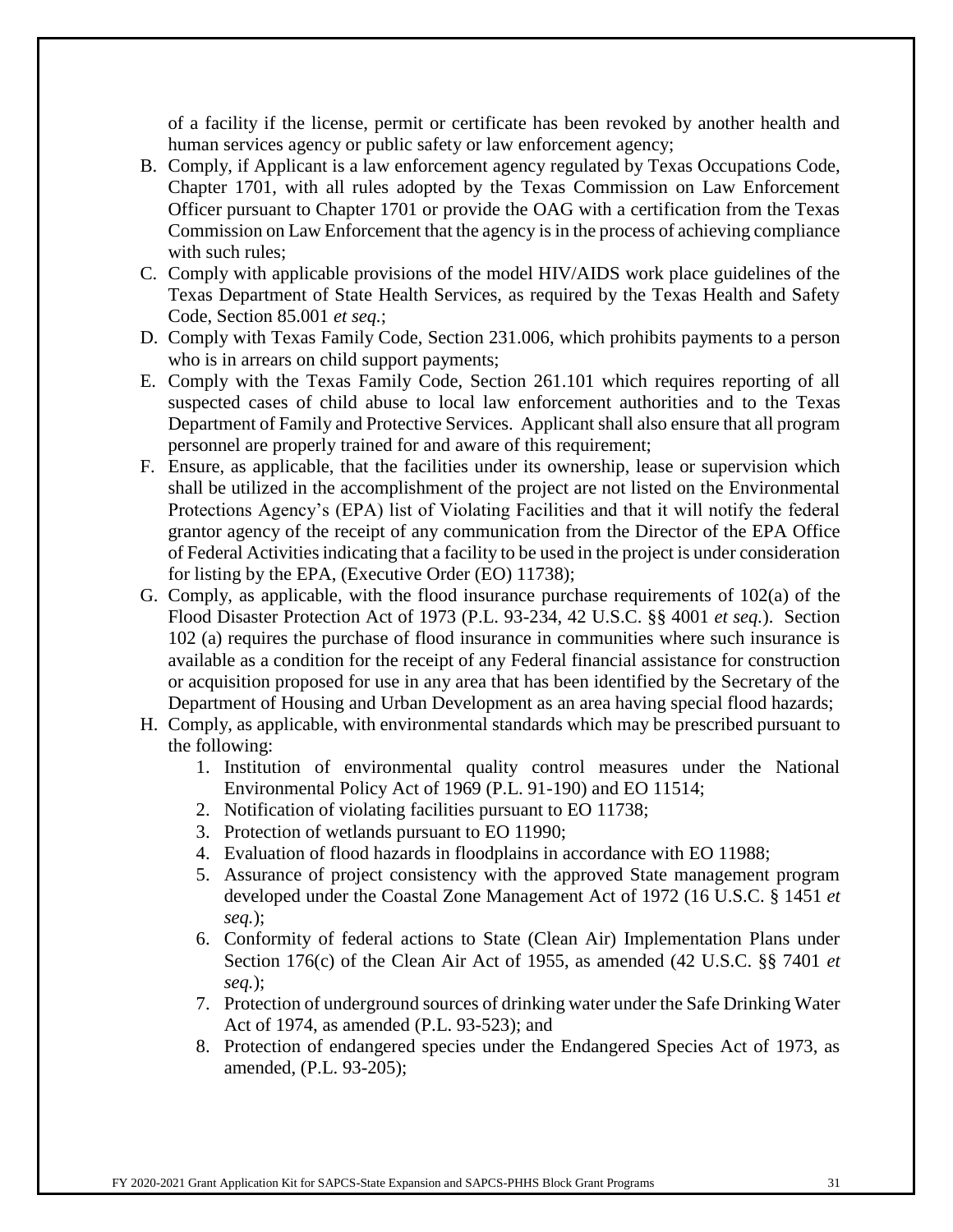of a facility if the license, permit or certificate has been revoked by another health and human services agency or public safety or law enforcement agency;

B. Comply, if Applicant is a law enforcement agency regulated by Texas Occupations Code, Chapter 1701, with all rules adopted by the Texas Commission on Law Enforcement Officer pursuant to Chapter 1701 or provide the OAG with a certification from the Texas Commission on Law Enforcement that the agency is in the process of achieving compliance with such rules;
C. Comply with applicable provisions of the model HIV/AIDS work place guidelines of the Texas Department of State Health Services, as required by the Texas Health and Safety Code, Section 85.001 *et seq.*;
D. Comply with Texas Family Code, Section 231.006, which prohibits payments to a person who is in arrears on child support payments;
E. Comply with the Texas Family Code, Section 261.101 which requires reporting of all suspected cases of child abuse to local law enforcement authorities and to the Texas Department of Family and Protective Services. Applicant shall also ensure that all program personnel are properly trained for and aware of this requirement;
F. Ensure, as applicable, that the facilities under its ownership, lease or supervision which shall be utilized in the accomplishment of the project are not listed on the Environmental Protections Agency's (EPA) list of Violating Facilities and that it will notify the federal grantor agency of the receipt of any communication from the Director of the EPA Office of Federal Activities indicating that a facility to be used in the project is under consideration for listing by the EPA, (Executive Order (EO) 11738);
G. Comply, as applicable, with the flood insurance purchase requirements of 102(a) of the Flood Disaster Protection Act of 1973 (P.L. 93-234, 42 U.S.C. §§ 4001 *et seq.*). Section 102 (a) requires the purchase of flood insurance in communities where such insurance is available as a condition for the receipt of any Federal financial assistance for construction or acquisition proposed for use in any area that has been identified by the Secretary of the Department of Housing and Urban Development as an area having special flood hazards;
H. Comply, as applicable, with environmental standards which may be prescribed pursuant to the following:
    1. Institution of environmental quality control measures under the National Environmental Policy Act of 1969 (P.L. 91-190) and EO 11514;
    2. Notification of violating facilities pursuant to EO 11738;
    3. Protection of wetlands pursuant to EO 11990;
    4. Evaluation of flood hazards in floodplains in accordance with EO 11988;
    5. Assurance of project consistency with the approved State management program developed under the Coastal Zone Management Act of 1972 (16 U.S.C. § 1451 *et seq.*);
    6. Conformity of federal actions to State (Clean Air) Implementation Plans under Section 176(c) of the Clean Air Act of 1955, as amended (42 U.S.C. §§ 7401 *et seq.*);
    7. Protection of underground sources of drinking water under the Safe Drinking Water Act of 1974, as amended (P.L. 93-523); and
    8. Protection of endangered species under the Endangered Species Act of 1973, as amended, (P.L. 93-205);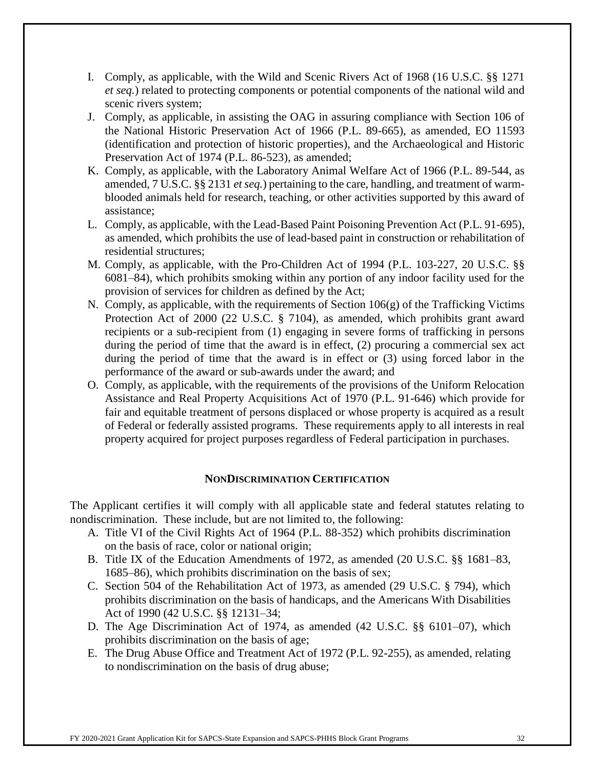I. Comply, as applicable, with the Wild and Scenic Rivers Act of 1968 (16 U.S.C. §§ 1271 *et seq.*) related to protecting components or potential components of the national wild and scenic rivers system;
J. Comply, as applicable, in assisting the OAG in assuring compliance with Section 106 of the National Historic Preservation Act of 1966 (P.L. 89-665), as amended, EO 11593 (identification and protection of historic properties), and the Archaeological and Historic Preservation Act of 1974 (P.L. 86-523), as amended;
K. Comply, as applicable, with the Laboratory Animal Welfare Act of 1966 (P.L. 89-544, as amended, 7 U.S.C. §§ 2131 *et seq.*) pertaining to the care, handling, and treatment of warm-blooded animals held for research, teaching, or other activities supported by this award of assistance;
L. Comply, as applicable, with the Lead-Based Paint Poisoning Prevention Act (P.L. 91-695), as amended, which prohibits the use of lead-based paint in construction or rehabilitation of residential structures;
M. Comply, as applicable, with the Pro-Children Act of 1994 (P.L. 103-227, 20 U.S.C. §§ 6081–84), which prohibits smoking within any portion of any indoor facility used for the provision of services for children as defined by the Act;
N. Comply, as applicable, with the requirements of Section 106(g) of the Trafficking Victims Protection Act of 2000 (22 U.S.C. § 7104), as amended, which prohibits grant award recipients or a sub-recipient from (1) engaging in severe forms of trafficking in persons during the period of time that the award is in effect, (2) procuring a commercial sex act during the period of time that the award is in effect or (3) using forced labor in the performance of the award or sub-awards under the award; and
O. Comply, as applicable, with the requirements of the provisions of the Uniform Relocation Assistance and Real Property Acquisitions Act of 1970 (P.L. 91-646) which provide for fair and equitable treatment of persons displaced or whose property is acquired as a result of Federal or federally assisted programs. These requirements apply to all interests in real property acquired for project purposes regardless of Federal participation in purchases.

## NONDISCRIMINATION CERTIFICATION

The Applicant certifies it will comply with all applicable state and federal statutes relating to nondiscrimination. These include, but are not limited to, the following:

A. Title VI of the Civil Rights Act of 1964 (P.L. 88-352) which prohibits discrimination on the basis of race, color or national origin;
B. Title IX of the Education Amendments of 1972, as amended (20 U.S.C. §§ 1681–83, 1685–86), which prohibits discrimination on the basis of sex;
C. Section 504 of the Rehabilitation Act of 1973, as amended (29 U.S.C. § 794), which prohibits discrimination on the basis of handicaps, and the Americans With Disabilities Act of 1990 (42 U.S.C. §§ 12131–34;
D. The Age Discrimination Act of 1974, as amended (42 U.S.C. §§ 6101–07), which prohibits discrimination on the basis of age;
E. The Drug Abuse Office and Treatment Act of 1972 (P.L. 92-255), as amended, relating to nondiscrimination on the basis of drug abuse;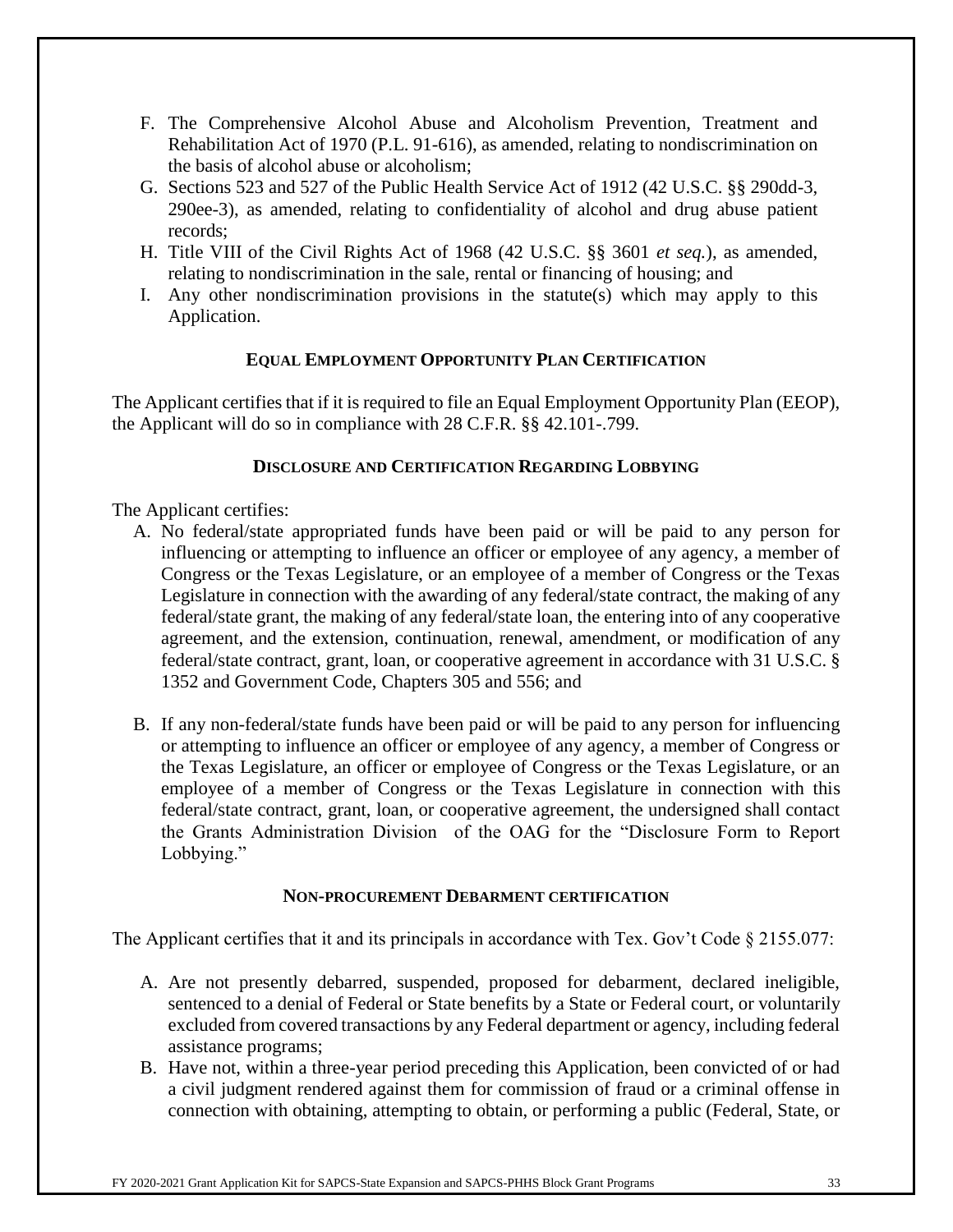F. The Comprehensive Alcohol Abuse and Alcoholism Prevention, Treatment and Rehabilitation Act of 1970 (P.L. 91-616), as amended, relating to nondiscrimination on the basis of alcohol abuse or alcoholism;
G. Sections 523 and 527 of the Public Health Service Act of 1912 (42 U.S.C. §§ 290dd-3, 290ee-3), as amended, relating to confidentiality of alcohol and drug abuse patient records;
H. Title VIII of the Civil Rights Act of 1968 (42 U.S.C. §§ 3601 *et seq.*), as amended, relating to nondiscrimination in the sale, rental or financing of housing; and
I. Any other nondiscrimination provisions in the statute(s) which may apply to this Application.

#### Equal Employment Opportunity Plan Certification

The Applicant certifies that if it is required to file an Equal Employment Opportunity Plan (EEOP), the Applicant will do so in compliance with 28 C.F.R. §§ 42.101-.799.

#### Disclosure and Certification Regarding Lobbying

The Applicant certifies:

A. No federal/state appropriated funds have been paid or will be paid to any person for influencing or attempting to influence an officer or employee of any agency, a member of Congress or the Texas Legislature, or an employee of a member of Congress or the Texas Legislature in connection with the awarding of any federal/state contract, the making of any federal/state grant, the making of any federal/state loan, the entering into of any cooperative agreement, and the extension, continuation, renewal, amendment, or modification of any federal/state contract, grant, loan, or cooperative agreement in accordance with 31 U.S.C. § 1352 and Government Code, Chapters 305 and 556; and

B. If any non-federal/state funds have been paid or will be paid to any person for influencing or attempting to influence an officer or employee of any agency, a member of Congress or the Texas Legislature, an officer or employee of Congress or the Texas Legislature, or an employee of a member of Congress or the Texas Legislature in connection with this federal/state contract, grant, loan, or cooperative agreement, the undersigned shall contact the Grants Administration Division of the OAG for the "Disclosure Form to Report Lobbying."

#### Non-procurement Debarment certification

The Applicant certifies that it and its principals in accordance with Tex. Gov't Code § 2155.077:

A. Are not presently debarred, suspended, proposed for debarment, declared ineligible, sentenced to a denial of Federal or State benefits by a State or Federal court, or voluntarily excluded from covered transactions by any Federal department or agency, including federal assistance programs;
B. Have not, within a three-year period preceding this Application, been convicted of or had a civil judgment rendered against them for commission of fraud or a criminal offense in connection with obtaining, attempting to obtain, or performing a public (Federal, State, or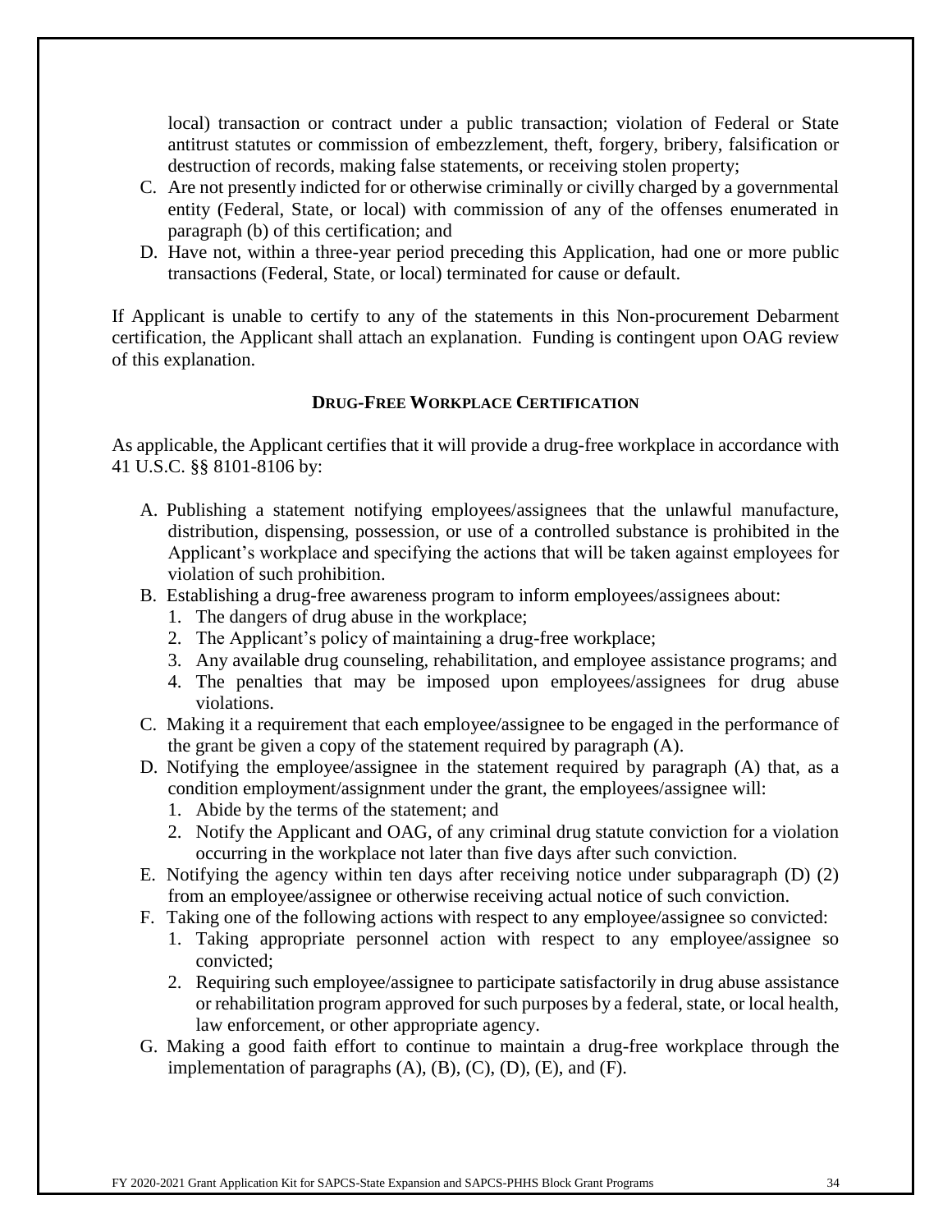local) transaction or contract under a public transaction; violation of Federal or State antitrust statutes or commission of embezzlement, theft, forgery, bribery, falsification or destruction of records, making false statements, or receiving stolen property;

C. Are not presently indicted for or otherwise criminally or civilly charged by a governmental entity (Federal, State, or local) with commission of any of the offenses enumerated in paragraph (b) of this certification; and
D. Have not, within a three-year period preceding this Application, had one or more public transactions (Federal, State, or local) terminated for cause or default.

If Applicant is unable to certify to any of the statements in this Non-procurement Debarment certification, the Applicant shall attach an explanation. Funding is contingent upon OAG review of this explanation.

## DRUG-FREE WORKPLACE CERTIFICATION

As applicable, the Applicant certifies that it will provide a drug-free workplace in accordance with 41 U.S.C. §§ 8101-8106 by:

A. Publishing a statement notifying employees/assignees that the unlawful manufacture, distribution, dispensing, possession, or use of a controlled substance is prohibited in the Applicant's workplace and specifying the actions that will be taken against employees for violation of such prohibition.
B. Establishing a drug-free awareness program to inform employees/assignees about:
   1. The dangers of drug abuse in the workplace;
   2. The Applicant's policy of maintaining a drug-free workplace;
   3. Any available drug counseling, rehabilitation, and employee assistance programs; and
   4. The penalties that may be imposed upon employees/assignees for drug abuse violations.
C. Making it a requirement that each employee/assignee to be engaged in the performance of the grant be given a copy of the statement required by paragraph (A).
D. Notifying the employee/assignee in the statement required by paragraph (A) that, as a condition employment/assignment under the grant, the employees/assignee will:
   1. Abide by the terms of the statement; and
   2. Notify the Applicant and OAG, of any criminal drug statute conviction for a violation occurring in the workplace not later than five days after such conviction.
E. Notifying the agency within ten days after receiving notice under subparagraph (D) (2) from an employee/assignee or otherwise receiving actual notice of such conviction.
F. Taking one of the following actions with respect to any employee/assignee so convicted:
   1. Taking appropriate personnel action with respect to any employee/assignee so convicted;
   2. Requiring such employee/assignee to participate satisfactorily in drug abuse assistance or rehabilitation program approved for such purposes by a federal, state, or local health, law enforcement, or other appropriate agency.
G. Making a good faith effort to continue to maintain a drug-free workplace through the implementation of paragraphs (A), (B), (C), (D), (E), and (F).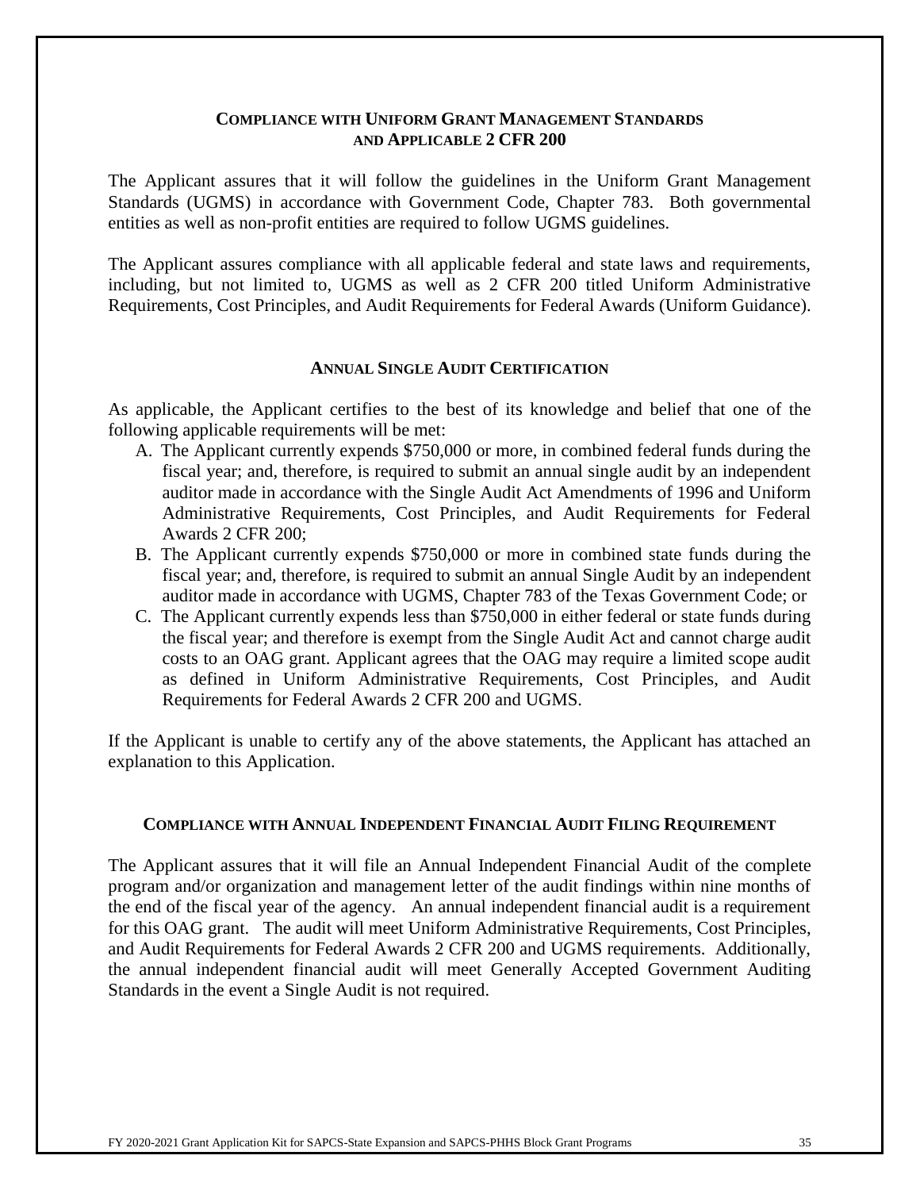## COMPLIANCE WITH UNIFORM GRANT MANAGEMENT STANDARDS AND APPLICABLE 2 CFR 200

The Applicant assures that it will follow the guidelines in the Uniform Grant Management Standards (UGMS) in accordance with Government Code, Chapter 783. Both governmental entities as well as non-profit entities are required to follow UGMS guidelines.

The Applicant assures compliance with all applicable federal and state laws and requirements, including, but not limited to, UGMS as well as 2 CFR 200 titled Uniform Administrative Requirements, Cost Principles, and Audit Requirements for Federal Awards (Uniform Guidance).

## ANNUAL SINGLE AUDIT CERTIFICATION

As applicable, the Applicant certifies to the best of its knowledge and belief that one of the following applicable requirements will be met:

A. The Applicant currently expends $750,000 or more, in combined federal funds during the fiscal year; and, therefore, is required to submit an annual single audit by an independent auditor made in accordance with the Single Audit Act Amendments of 1996 and Uniform Administrative Requirements, Cost Principles, and Audit Requirements for Federal Awards 2 CFR 200;

B. The Applicant currently expends $750,000 or more in combined state funds during the fiscal year; and, therefore, is required to submit an annual Single Audit by an independent auditor made in accordance with UGMS, Chapter 783 of the Texas Government Code; or

C. The Applicant currently expends less than $750,000 in either federal or state funds during the fiscal year; and therefore is exempt from the Single Audit Act and cannot charge audit costs to an OAG grant. Applicant agrees that the OAG may require a limited scope audit as defined in Uniform Administrative Requirements, Cost Principles, and Audit Requirements for Federal Awards 2 CFR 200 and UGMS.

If the Applicant is unable to certify any of the above statements, the Applicant has attached an explanation to this Application.

## COMPLIANCE WITH ANNUAL INDEPENDENT FINANCIAL AUDIT FILING REQUIREMENT

The Applicant assures that it will file an Annual Independent Financial Audit of the complete program and/or organization and management letter of the audit findings within nine months of the end of the fiscal year of the agency. An annual independent financial audit is a requirement for this OAG grant. The audit will meet Uniform Administrative Requirements, Cost Principles, and Audit Requirements for Federal Awards 2 CFR 200 and UGMS requirements. Additionally, the annual independent financial audit will meet Generally Accepted Government Auditing Standards in the event a Single Audit is not required.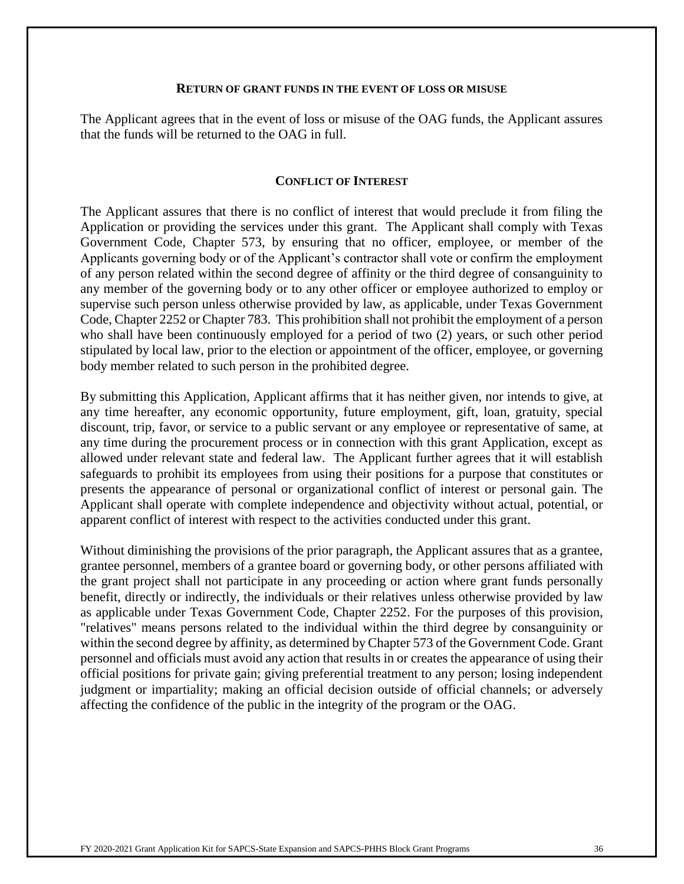## RETURN OF GRANT FUNDS IN THE EVENT OF LOSS OR MISUSE

The Applicant agrees that in the event of loss or misuse of the OAG funds, the Applicant assures that the funds will be returned to the OAG in full.

## CONFLICT OF INTEREST

The Applicant assures that there is no conflict of interest that would preclude it from filing the Application or providing the services under this grant. The Applicant shall comply with Texas Government Code, Chapter 573, by ensuring that no officer, employee, or member of the Applicants governing body or of the Applicant's contractor shall vote or confirm the employment of any person related within the second degree of affinity or the third degree of consanguinity to any member of the governing body or to any other officer or employee authorized to employ or supervise such person unless otherwise provided by law, as applicable, under Texas Government Code, Chapter 2252 or Chapter 783. This prohibition shall not prohibit the employment of a person who shall have been continuously employed for a period of two (2) years, or such other period stipulated by local law, prior to the election or appointment of the officer, employee, or governing body member related to such person in the prohibited degree.

By submitting this Application, Applicant affirms that it has neither given, nor intends to give, at any time hereafter, any economic opportunity, future employment, gift, loan, gratuity, special discount, trip, favor, or service to a public servant or any employee or representative of same, at any time during the procurement process or in connection with this grant Application, except as allowed under relevant state and federal law. The Applicant further agrees that it will establish safeguards to prohibit its employees from using their positions for a purpose that constitutes or presents the appearance of personal or organizational conflict of interest or personal gain. The Applicant shall operate with complete independence and objectivity without actual, potential, or apparent conflict of interest with respect to the activities conducted under this grant.

Without diminishing the provisions of the prior paragraph, the Applicant assures that as a grantee, grantee personnel, members of a grantee board or governing body, or other persons affiliated with the grant project shall not participate in any proceeding or action where grant funds personally benefit, directly or indirectly, the individuals or their relatives unless otherwise provided by law as applicable under Texas Government Code, Chapter 2252. For the purposes of this provision, "relatives" means persons related to the individual within the third degree by consanguinity or within the second degree by affinity, as determined by Chapter 573 of the Government Code. Grant personnel and officials must avoid any action that results in or creates the appearance of using their official positions for private gain; giving preferential treatment to any person; losing independent judgment or impartiality; making an official decision outside of official channels; or adversely affecting the confidence of the public in the integrity of the program or the OAG.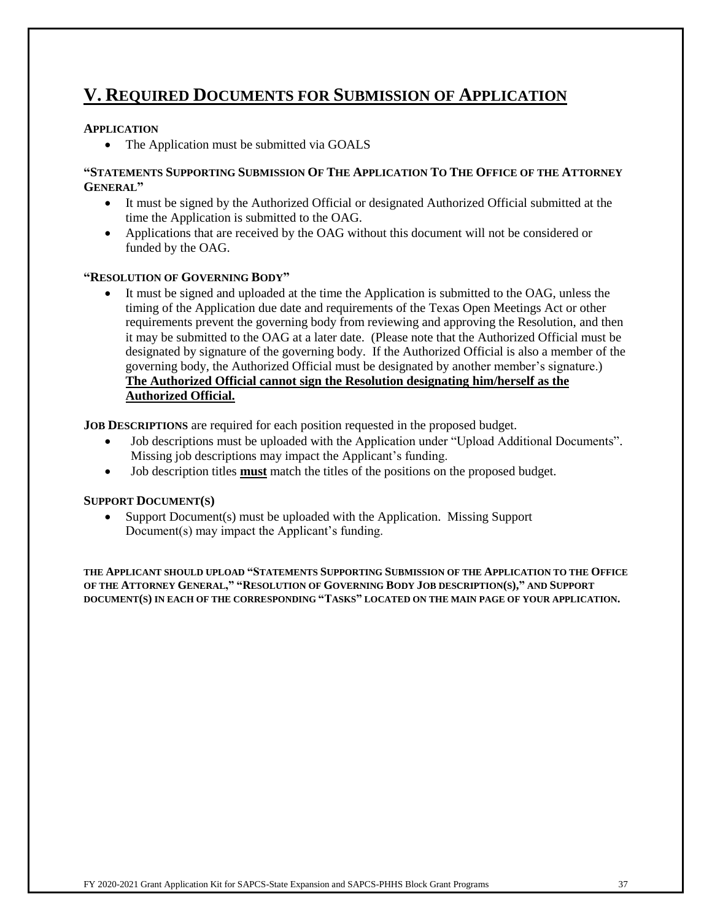# V. Required Documents for Submission of Application

**APPLICATION**

- The Application must be submitted via GOALS

**"STATEMENTS SUPPORTING SUBMISSION OF THE APPLICATION TO THE OFFICE OF THE ATTORNEY GENERAL"**

- It must be signed by the Authorized Official or designated Authorized Official submitted at the time the Application is submitted to the OAG.
- Applications that are received by the OAG without this document will not be considered or funded by the OAG.

**"RESOLUTION OF GOVERNING BODY"**

- It must be signed and uploaded at the time the Application is submitted to the OAG, unless the timing of the Application due date and requirements of the Texas Open Meetings Act or other requirements prevent the governing body from reviewing and approving the Resolution, and then it may be submitted to the OAG at a later date. (Please note that the Authorized Official must be designated by signature of the governing body. If the Authorized Official is also a member of the governing body, the Authorized Official must be designated by another member's signature.) **The Authorized Official cannot sign the Resolution designating him/herself as the Authorized Official.**

**JOB DESCRIPTIONS** are required for each position requested in the proposed budget.

- Job descriptions must be uploaded with the Application under "Upload Additional Documents". Missing job descriptions may impact the Applicant's funding.
- Job description titles **must** match the titles of the positions on the proposed budget.

**SUPPORT DOCUMENT(S)**

- Support Document(s) must be uploaded with the Application. Missing Support Document(s) may impact the Applicant's funding.

**THE APPLICANT SHOULD UPLOAD "STATEMENTS SUPPORTING SUBMISSION OF THE APPLICATION TO THE OFFICE OF THE ATTORNEY GENERAL," "RESOLUTION OF GOVERNING BODY JOB DESCRIPTION(S)," AND SUPPORT DOCUMENT(S) IN EACH OF THE CORRESPONDING "TASKS" LOCATED ON THE MAIN PAGE OF YOUR APPLICATION.**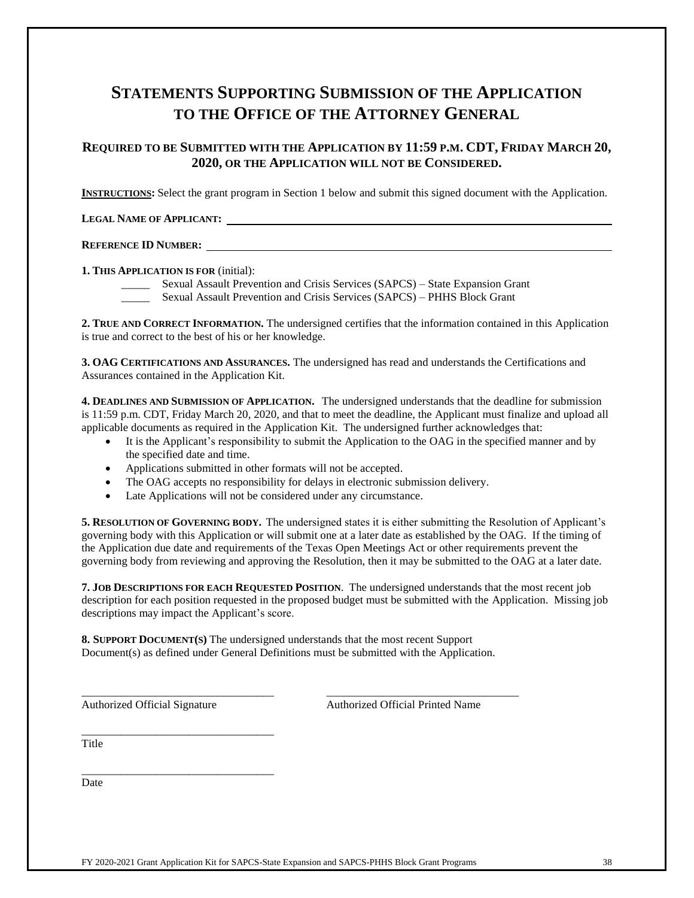# STATEMENTS SUPPORTING SUBMISSION OF THE APPLICATION TO THE OFFICE OF THE ATTORNEY GENERAL

## REQUIRED TO BE SUBMITTED WITH THE APPLICATION BY 11:59 P.M. CDT, FRIDAY MARCH 20, 2020, OR THE APPLICATION WILL NOT BE CONSIDERED.

**INSTRUCTIONS:** Select the grant program in Section 1 below and submit this signed document with the Application.

**LEGAL NAME OF APPLICANT:** ____________________________________________

**REFERENCE ID NUMBER:** ____________________________________________

**1. THIS APPLICATION IS FOR** (initial):

_____ Sexual Assault Prevention and Crisis Services (SAPCS) – State Expansion Grant

_____ Sexual Assault Prevention and Crisis Services (SAPCS) – PHHS Block Grant

**2. TRUE AND CORRECT INFORMATION.** The undersigned certifies that the information contained in this Application is true and correct to the best of his or her knowledge.

**3. OAG CERTIFICATIONS AND ASSURANCES.** The undersigned has read and understands the Certifications and Assurances contained in the Application Kit.

**4. DEADLINES AND SUBMISSION OF APPLICATION.** The undersigned understands that the deadline for submission is 11:59 p.m. CDT, Friday March 20, 2020, and that to meet the deadline, the Applicant must finalize and upload all applicable documents as required in the Application Kit. The undersigned further acknowledges that:

- It is the Applicant's responsibility to submit the Application to the OAG in the specified manner and by the specified date and time.
- Applications submitted in other formats will not be accepted.
- The OAG accepts no responsibility for delays in electronic submission delivery.
- Late Applications will not be considered under any circumstance.

**5. RESOLUTION OF GOVERNING BODY.** The undersigned states it is either submitting the Resolution of Applicant's governing body with this Application or will submit one at a later date as established by the OAG. If the timing of the Application due date and requirements of the Texas Open Meetings Act or other requirements prevent the governing body from reviewing and approving the Resolution, then it may be submitted to the OAG at a later date.

**7. JOB DESCRIPTIONS FOR EACH REQUESTED POSITION**. The undersigned understands that the most recent job description for each position requested in the proposed budget must be submitted with the Application. Missing job descriptions may impact the Applicant's score.

**8. SUPPORT DOCUMENT(S)** The undersigned understands that the most recent Support Document(s) as defined under General Definitions must be submitted with the Application.

__________________________________ __________________________________

Authorized Official Signature Authorized Official Printed Name

__________________________________

Title

__________________________________

Date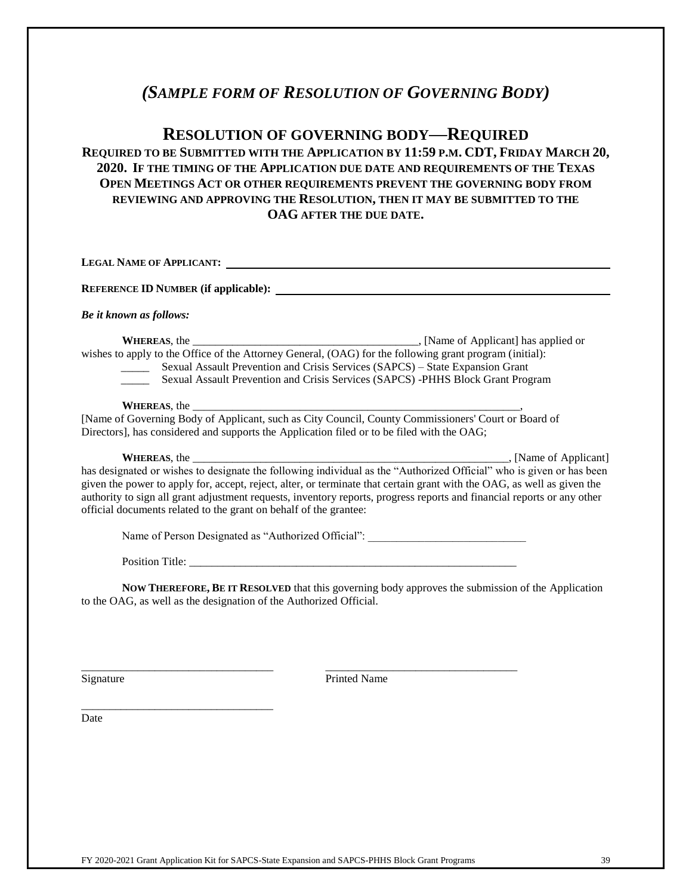# *(Sample form of Resolution of Governing Body)*

## Resolution of governing body—Required

**Required to be Submitted with the Application by 11:59 p.m. CDT, Friday March 20, 2020. If the timing of the Application due date and requirements of the Texas Open Meetings Act or other requirements prevent the governing body from reviewing and approving the Resolution, then it may be submitted to the OAG after the due date.**

**Legal Name of Applicant:** ________________________________________________

**Reference ID Number (if applicable):** ________________________________________________

***Be it known as follows:***

**Whereas**, the ________________________________________, [Name of Applicant] has applied or wishes to apply to the Office of the Attorney General, (OAG) for the following grant program (initial):

_____ Sexual Assault Prevention and Crisis Services (SAPCS) – State Expansion Grant

_____ Sexual Assault Prevention and Crisis Services (SAPCS) -PHHS Block Grant Program

**Whereas**, the ____________________________________________________________, [Name of Governing Body of Applicant, such as City Council, County Commissioners' Court or Board of Directors], has considered and supports the Application filed or to be filed with the OAG;

**Whereas**, the ____________________________________________________________, [Name of Applicant] has designated or wishes to designate the following individual as the "Authorized Official" who is given or has been given the power to apply for, accept, reject, alter, or terminate that certain grant with the OAG, as well as given the authority to sign all grant adjustment requests, inventory reports, progress reports and financial reports or any other official documents related to the grant on behalf of the grantee:

Name of Person Designated as "Authorized Official": ____________________________

Position Title: ____________________________________________________________

**Now Therefore, Be it Resolved** that this governing body approves the submission of the Application to the OAG, as well as the designation of the Authorized Official.

__________________________________ __________________________________

Signature Printed Name

__________________________________

Date